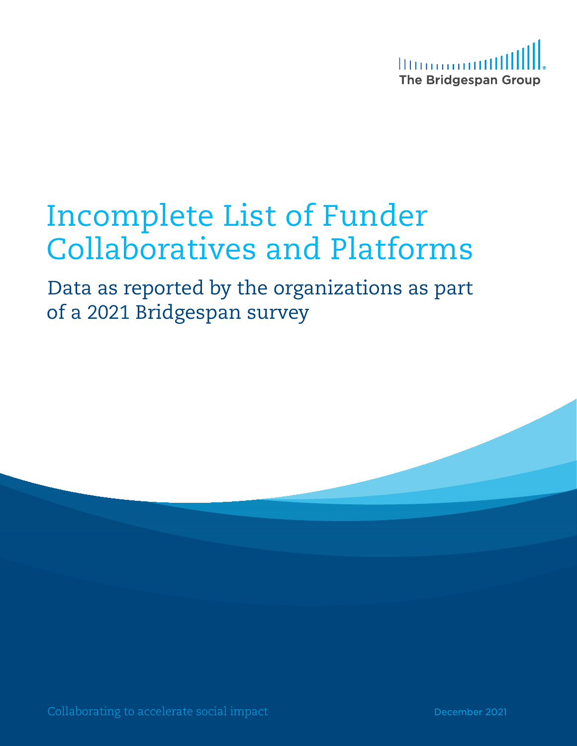The Bridgespan Group

# Incomplete List of Funder Collaboratives and Platforms

## Data as reported by the organizations as part of a 2021 Bridgespan survey

Collaborating to accelerate social impact

December 2021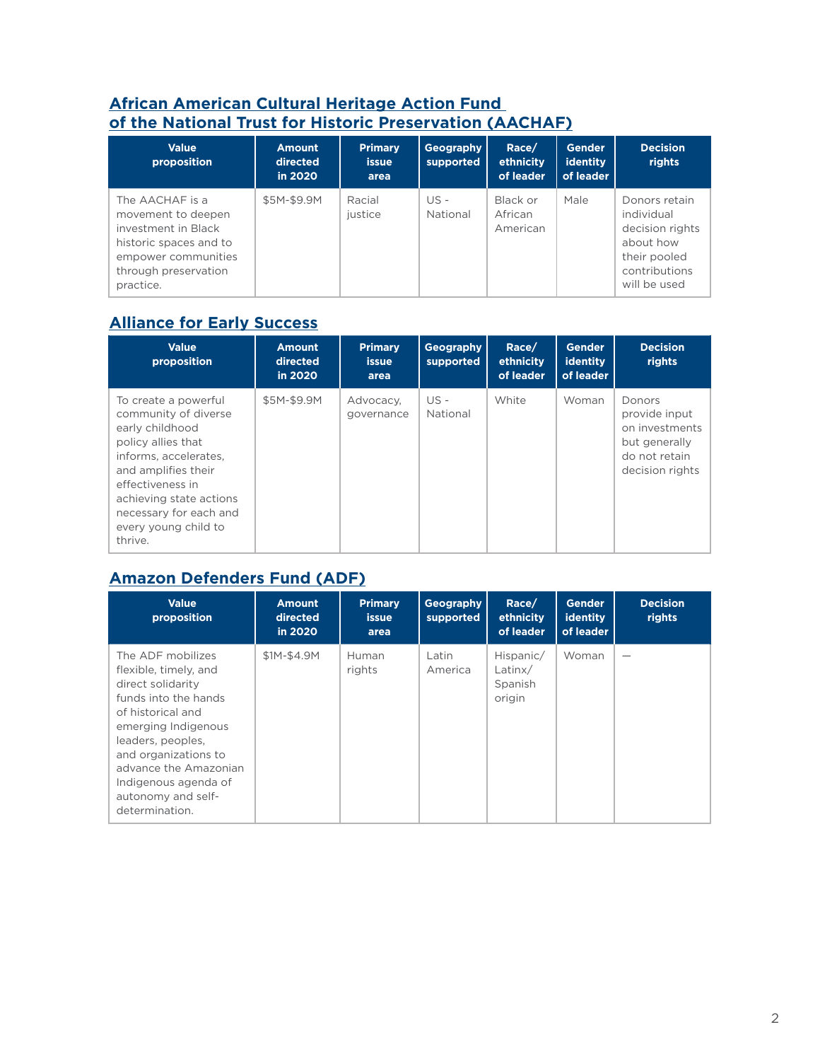## African American Cultural Heritage Action Fund of the National Trust for Historic Preservation (AACHAF)

| Value proposition | Amount directed in 2020 | Primary issue area | Geography supported | Race/ ethnicity of leader | Gender identity of leader | Decision rights |
|---|---|---|---|---|---|---|
| The AACHAF is a movement to deepen investment in Black historic spaces and to empower communities through preservation practice. | $5M-$9.9M | Racial justice | US - National | Black or African American | Male | Donors retain individual decision rights about how their pooled contributions will be used |

## Alliance for Early Success

| Value proposition | Amount directed in 2020 | Primary issue area | Geography supported | Race/ ethnicity of leader | Gender identity of leader | Decision rights |
|---|---|---|---|---|---|---|
| To create a powerful community of diverse early childhood policy allies that informs, accelerates, and amplifies their effectiveness in achieving state actions necessary for each and every young child to thrive. | $5M-$9.9M | Advocacy, governance | US - National | White | Woman | Donors provide input on investments but generally do not retain decision rights |

## Amazon Defenders Fund (ADF)

| Value proposition | Amount directed in 2020 | Primary issue area | Geography supported | Race/ ethnicity of leader | Gender identity of leader | Decision rights |
|---|---|---|---|---|---|---|
| The ADF mobilizes flexible, timely, and direct solidarity funds into the hands of historical and emerging Indigenous leaders, peoples, and organizations to advance the Amazonian Indigenous agenda of autonomy and self-determination. | $1M-$4.9M | Human rights | Latin America | Hispanic/ Latinx/ Spanish origin | Woman | — |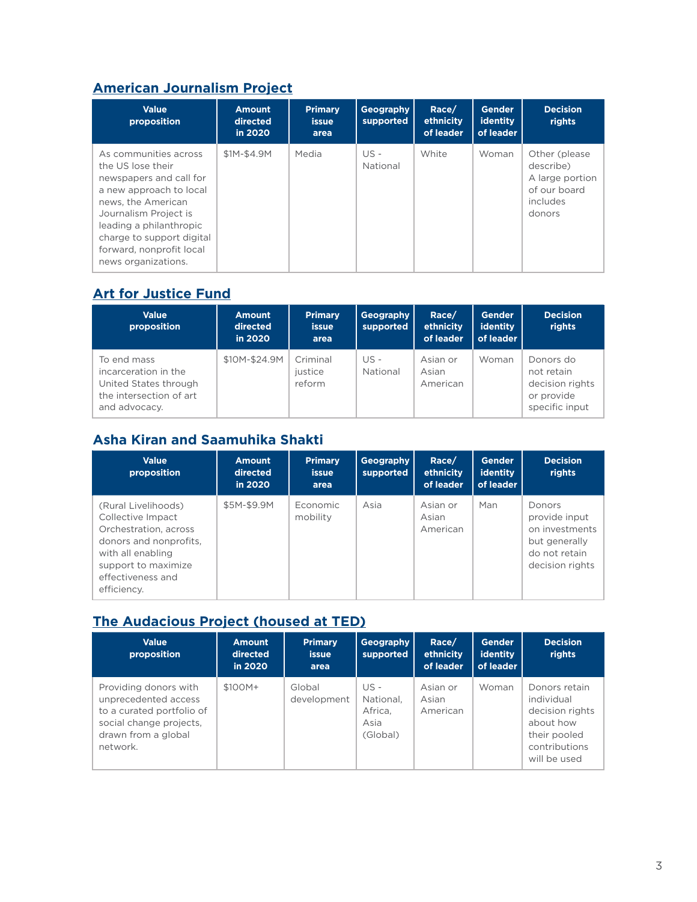## American Journalism Project

| Value proposition | Amount directed in 2020 | Primary issue area | Geography supported | Race/ ethnicity of leader | Gender identity of leader | Decision rights |
|---|---|---|---|---|---|---|
| As communities across the US lose their newspapers and call for a new approach to local news, the American Journalism Project is leading a philanthropic charge to support digital forward, nonprofit local news organizations. | $1M-$4.9M | Media | US - National | White | Woman | Other (please describe) A large portion of our board includes donors |

## Art for Justice Fund

| Value proposition | Amount directed in 2020 | Primary issue area | Geography supported | Race/ ethnicity of leader | Gender identity of leader | Decision rights |
|---|---|---|---|---|---|---|
| To end mass incarceration in the United States through the intersection of art and advocacy. | $10M-$24.9M | Criminal justice reform | US - National | Asian or Asian American | Woman | Donors do not retain decision rights or provide specific input |

## Asha Kiran and Saamuhika Shakti

| Value proposition | Amount directed in 2020 | Primary issue area | Geography supported | Race/ ethnicity of leader | Gender identity of leader | Decision rights |
|---|---|---|---|---|---|---|
| (Rural Livelihoods) Collective Impact Orchestration, across donors and nonprofits, with all enabling support to maximize effectiveness and efficiency. | $5M-$9.9M | Economic mobility | Asia | Asian or Asian American | Man | Donors provide input on investments but generally do not retain decision rights |

## The Audacious Project (housed at TED)

| Value proposition | Amount directed in 2020 | Primary issue area | Geography supported | Race/ ethnicity of leader | Gender identity of leader | Decision rights |
|---|---|---|---|---|---|---|
| Providing donors with unprecedented access to a curated portfolio of social change projects, drawn from a global network. | $100M+ | Global development | US - National, Africa, Asia (Global) | Asian or Asian American | Woman | Donors retain individual decision rights about how their pooled contributions will be used |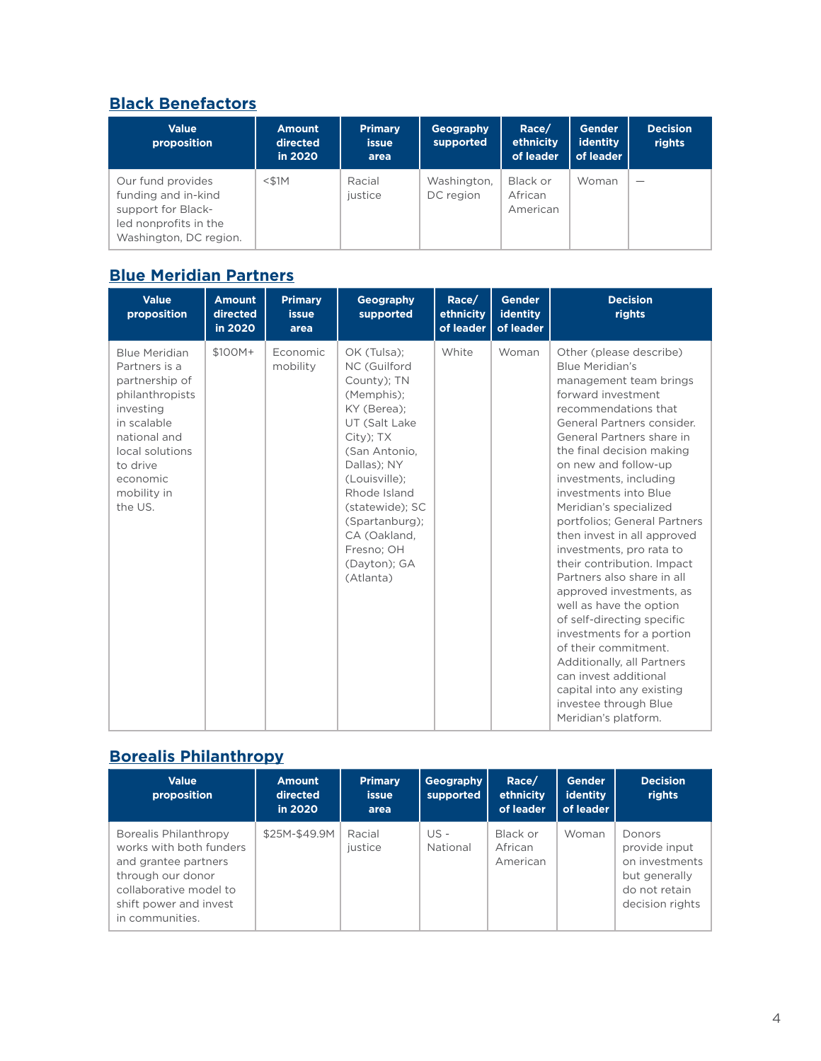## Black Benefactors

| Value proposition | Amount directed in 2020 | Primary issue area | Geography supported | Race/ ethnicity of leader | Gender identity of leader | Decision rights |
|---|---|---|---|---|---|---|
| Our fund provides funding and in-kind support for Black-led nonprofits in the Washington, DC region. | <$1M | Racial justice | Washington, DC region | Black or African American | Woman | — |

## Blue Meridian Partners

| Value proposition | Amount directed in 2020 | Primary issue area | Geography supported | Race/ ethnicity of leader | Gender identity of leader | Decision rights |
|---|---|---|---|---|---|---|
| Blue Meridian Partners is a partnership of philanthropists investing in scalable national and local solutions to drive economic mobility in the US. | $100M+ | Economic mobility | OK (Tulsa); NC (Guilford County); TN (Memphis); KY (Berea); UT (Salt Lake City); TX (San Antonio, Dallas); NY (Louisville); Rhode Island (statewide); SC (Spartanburg); CA (Oakland, Fresno; OH (Dayton); GA (Atlanta) | White | Woman | Other (please describe) Blue Meridian's management team brings forward investment recommendations that General Partners consider. General Partners share in the final decision making on new and follow-up investments, including investments into Blue Meridian's specialized portfolios; General Partners then invest in all approved investments, pro rata to their contribution. Impact Partners also share in all approved investments, as well as have the option of self-directing specific investments for a portion of their commitment. Additionally, all Partners can invest additional capital into any existing investee through Blue Meridian's platform. |

## Borealis Philanthropy

| Value proposition | Amount directed in 2020 | Primary issue area | Geography supported | Race/ ethnicity of leader | Gender identity of leader | Decision rights |
|---|---|---|---|---|---|---|
| Borealis Philanthropy works with both funders and grantee partners through our donor collaborative model to shift power and invest in communities. | $25M-$49.9M | Racial justice | US - National | Black or African American | Woman | Donors provide input on investments but generally do not retain decision rights |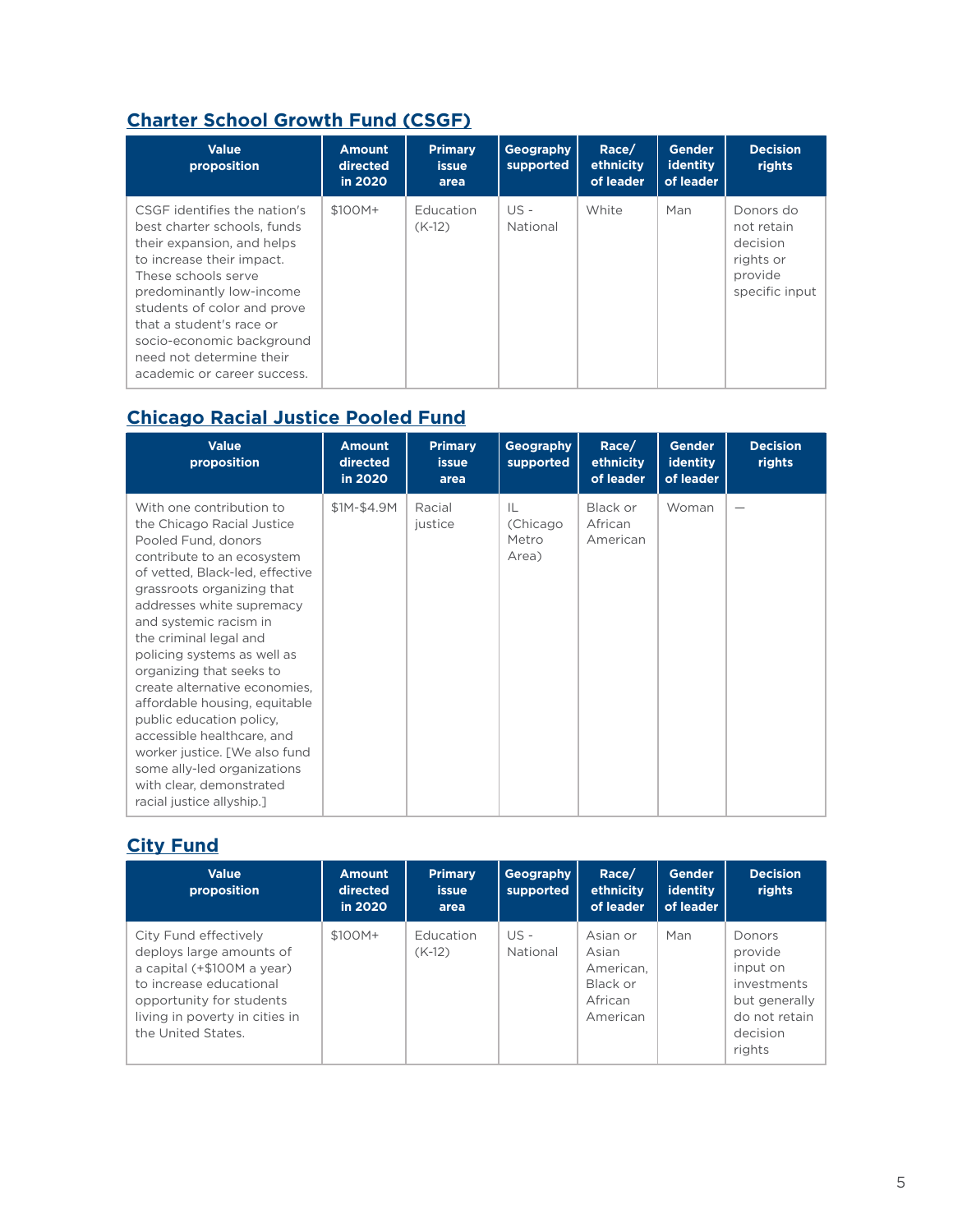## Charter School Growth Fund (CSGF)

| Value proposition | Amount directed in 2020 | Primary issue area | Geography supported | Race/ ethnicity of leader | Gender identity of leader | Decision rights |
|---|---|---|---|---|---|---|
| CSGF identifies the nation's best charter schools, funds their expansion, and helps to increase their impact. These schools serve predominantly low-income students of color and prove that a student's race or socio-economic background need not determine their academic or career success. | $100M+ | Education (K-12) | US - National | White | Man | Donors do not retain decision rights or provide specific input |

## Chicago Racial Justice Pooled Fund

| Value proposition | Amount directed in 2020 | Primary issue area | Geography supported | Race/ ethnicity of leader | Gender identity of leader | Decision rights |
|---|---|---|---|---|---|---|
| With one contribution to the Chicago Racial Justice Pooled Fund, donors contribute to an ecosystem of vetted, Black-led, effective grassroots organizing that addresses white supremacy and systemic racism in the criminal legal and policing systems as well as organizing that seeks to create alternative economies, affordable housing, equitable public education policy, accessible healthcare, and worker justice. [We also fund some ally-led organizations with clear, demonstrated racial justice allyship.] | $1M-$4.9M | Racial justice | IL (Chicago Metro Area) | Black or African American | Woman | — |

## City Fund

| Value proposition | Amount directed in 2020 | Primary issue area | Geography supported | Race/ ethnicity of leader | Gender identity of leader | Decision rights |
|---|---|---|---|---|---|---|
| City Fund effectively deploys large amounts of a capital (+$100M a year) to increase educational opportunity for students living in poverty in cities in the United States. | $100M+ | Education (K-12) | US - National | Asian or Asian American, Black or African American | Man | Donors provide input on investments but generally do not retain decision rights |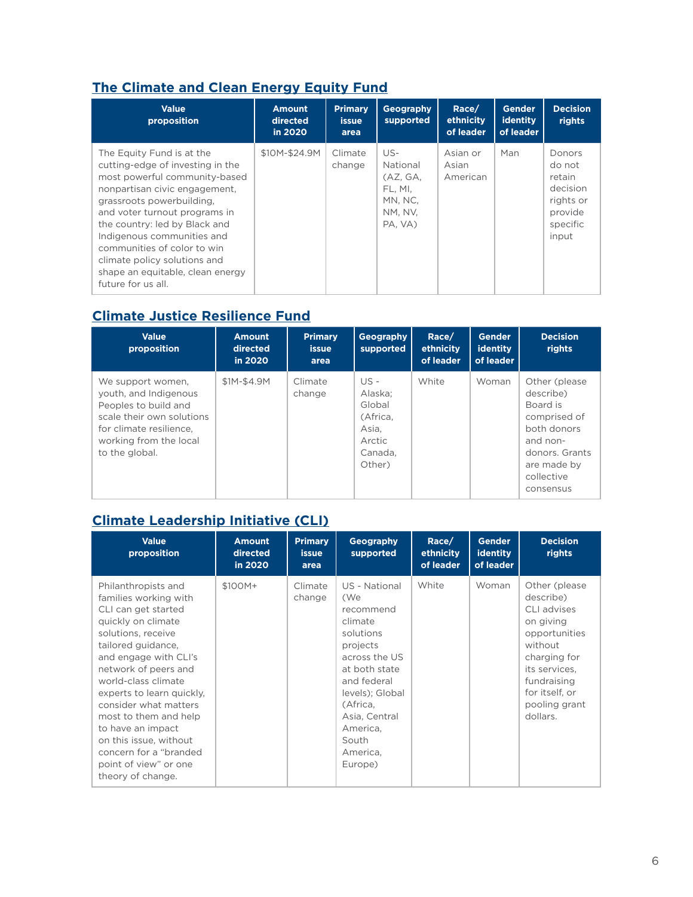## The Climate and Clean Energy Equity Fund

| Value proposition | Amount directed in 2020 | Primary issue area | Geography supported | Race/ ethnicity of leader | Gender identity of leader | Decision rights |
|---|---|---|---|---|---|---|
| The Equity Fund is at the cutting-edge of investing in the most powerful community-based nonpartisan civic engagement, grassroots powerbuilding, and voter turnout programs in the country: led by Black and Indigenous communities and communities of color to win climate policy solutions and shape an equitable, clean energy future for us all. | $10M-$24.9M | Climate change | US- National (AZ, GA, FL, MI, MN, NC, NM, NV, PA, VA) | Asian or Asian American | Man | Donors do not retain decision rights or provide specific input |

## Climate Justice Resilience Fund

| Value proposition | Amount directed in 2020 | Primary issue area | Geography supported | Race/ ethnicity of leader | Gender identity of leader | Decision rights |
|---|---|---|---|---|---|---|
| We support women, youth, and Indigenous Peoples to build and scale their own solutions for climate resilience, working from the local to the global. | $1M-$4.9M | Climate change | US - Alaska; Global (Africa, Asia, Arctic Canada, Other) | White | Woman | Other (please describe) Board is comprised of both donors and non-donors. Grants are made by collective consensus |

## Climate Leadership Initiative (CLI)

| Value proposition | Amount directed in 2020 | Primary issue area | Geography supported | Race/ ethnicity of leader | Gender identity of leader | Decision rights |
|---|---|---|---|---|---|---|
| Philanthropists and families working with CLI can get started quickly on climate solutions, receive tailored guidance, and engage with CLI's network of peers and world-class climate experts to learn quickly, consider what matters most to them and help to have an impact on this issue, without concern for a "branded point of view" or one theory of change. | $100M+ | Climate change | US - National (We recommend climate solutions projects across the US at both state and federal levels); Global (Africa, Asia, Central America, South America, Europe) | White | Woman | Other (please describe) CLI advises on giving opportunities without charging for its services, fundraising for itself, or pooling grant dollars. |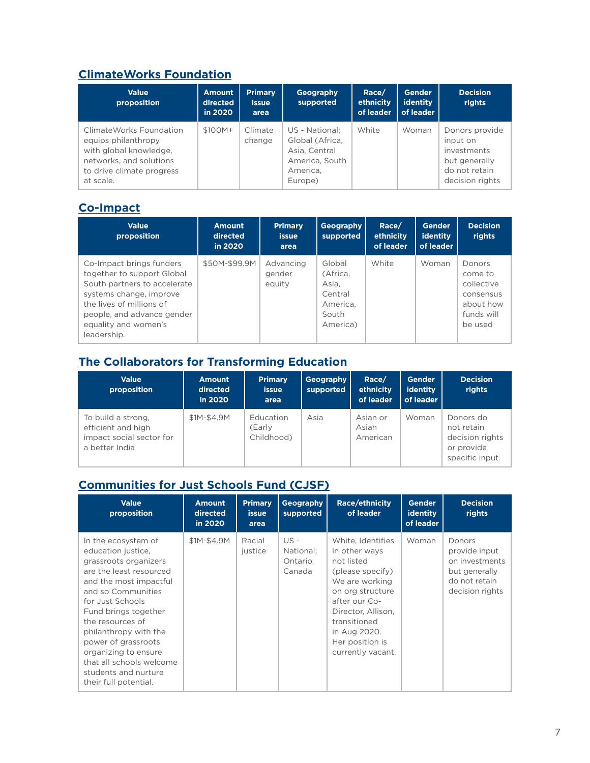## ClimateWorks Foundation

| Value proposition | Amount directed in 2020 | Primary issue area | Geography supported | Race/ ethnicity of leader | Gender identity of leader | Decision rights |
|---|---|---|---|---|---|---|
| ClimateWorks Foundation equips philanthropy with global knowledge, networks, and solutions to drive climate progress at scale. | $100M+ | Climate change | US - National; Global (Africa, Asia, Central America, South America, Europe) | White | Woman | Donors provide input on investments but generally do not retain decision rights |

## Co-Impact

| Value proposition | Amount directed in 2020 | Primary issue area | Geography supported | Race/ ethnicity of leader | Gender identity of leader | Decision rights |
|---|---|---|---|---|---|---|
| Co-Impact brings funders together to support Global South partners to accelerate systems change, improve the lives of millions of people, and advance gender equality and women's leadership. | $50M-$99.9M | Advancing gender equity | Global (Africa, Asia, Central America, South America) | White | Woman | Donors come to collective consensus about how funds will be used |

## The Collaborators for Transforming Education

| Value proposition | Amount directed in 2020 | Primary issue area | Geography supported | Race/ ethnicity of leader | Gender identity of leader | Decision rights |
|---|---|---|---|---|---|---|
| To build a strong, efficient and high impact social sector for a better India | $1M-$4.9M | Education (Early Childhood) | Asia | Asian or Asian American | Woman | Donors do not retain decision rights or provide specific input |

## Communities for Just Schools Fund (CJSF)

| Value proposition | Amount directed in 2020 | Primary issue area | Geography supported | Race/ethnicity of leader | Gender identity of leader | Decision rights |
|---|---|---|---|---|---|---|
| In the ecosystem of education justice, grassroots organizers are the least resourced and the most impactful and so Communities for Just Schools Fund brings together the resources of philanthropy with the power of grassroots organizing to ensure that all schools welcome students and nurture their full potential. | $1M-$4.9M | Racial justice | US - National; Ontario, Canada | White, Identifies in other ways not listed (please specify) We are working on org structure after our Co-Director, Allison, transitioned in Aug 2020. Her position is currently vacant. | Woman | Donors provide input on investments but generally do not retain decision rights |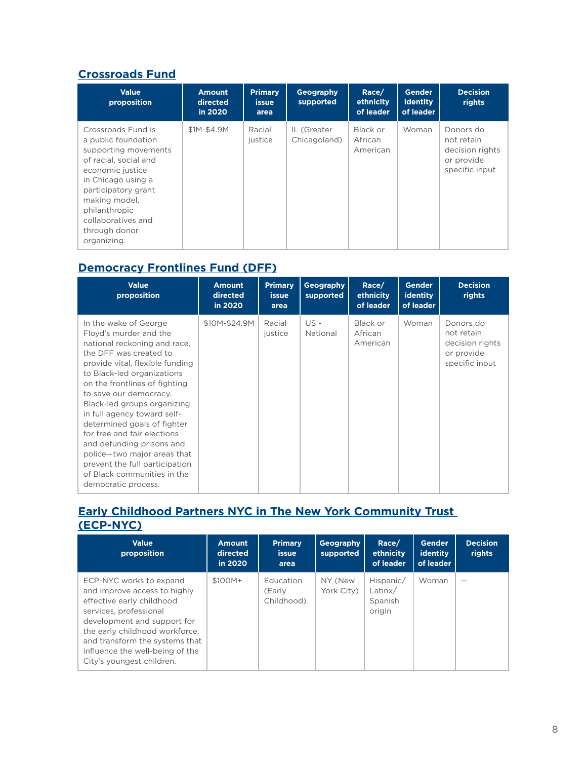## Crossroads Fund

| Value proposition | Amount directed in 2020 | Primary issue area | Geography supported | Race/ ethnicity of leader | Gender identity of leader | Decision rights |
|---|---|---|---|---|---|---|
| Crossroads Fund is a public foundation supporting movements of racial, social and economic justice in Chicago using a participatory grant making model, philanthropic collaboratives and through donor organizing. | $1M-$4.9M | Racial justice | IL (Greater Chicagoland) | Black or African American | Woman | Donors do not retain decision rights or provide specific input |

## Democracy Frontlines Fund (DFF)

| Value proposition | Amount directed in 2020 | Primary issue area | Geography supported | Race/ ethnicity of leader | Gender identity of leader | Decision rights |
|---|---|---|---|---|---|---|
| In the wake of George Floyd's murder and the national reckoning and race, the DFF was created to provide vital, flexible funding to Black-led organizations on the frontlines of fighting to save our democracy. Black-led groups organizing in full agency toward self-determined goals of fighter for free and fair elections and defunding prisons and police—two major areas that prevent the full participation of Black communities in the democratic process. | $10M-$24.9M | Racial justice | US - National | Black or African American | Woman | Donors do not retain decision rights or provide specific input |

## Early Childhood Partners NYC in The New York Community Trust (ECP-NYC)

| Value proposition | Amount directed in 2020 | Primary issue area | Geography supported | Race/ ethnicity of leader | Gender identity of leader | Decision rights |
|---|---|---|---|---|---|---|
| ECP-NYC works to expand and improve access to highly effective early childhood services, professional development and support for the early childhood workforce, and transform the systems that influence the well-being of the City's youngest children. | $100M+ | Education (Early Childhood) | NY (New York City) | Hispanic/ Latinx/ Spanish origin | Woman | — |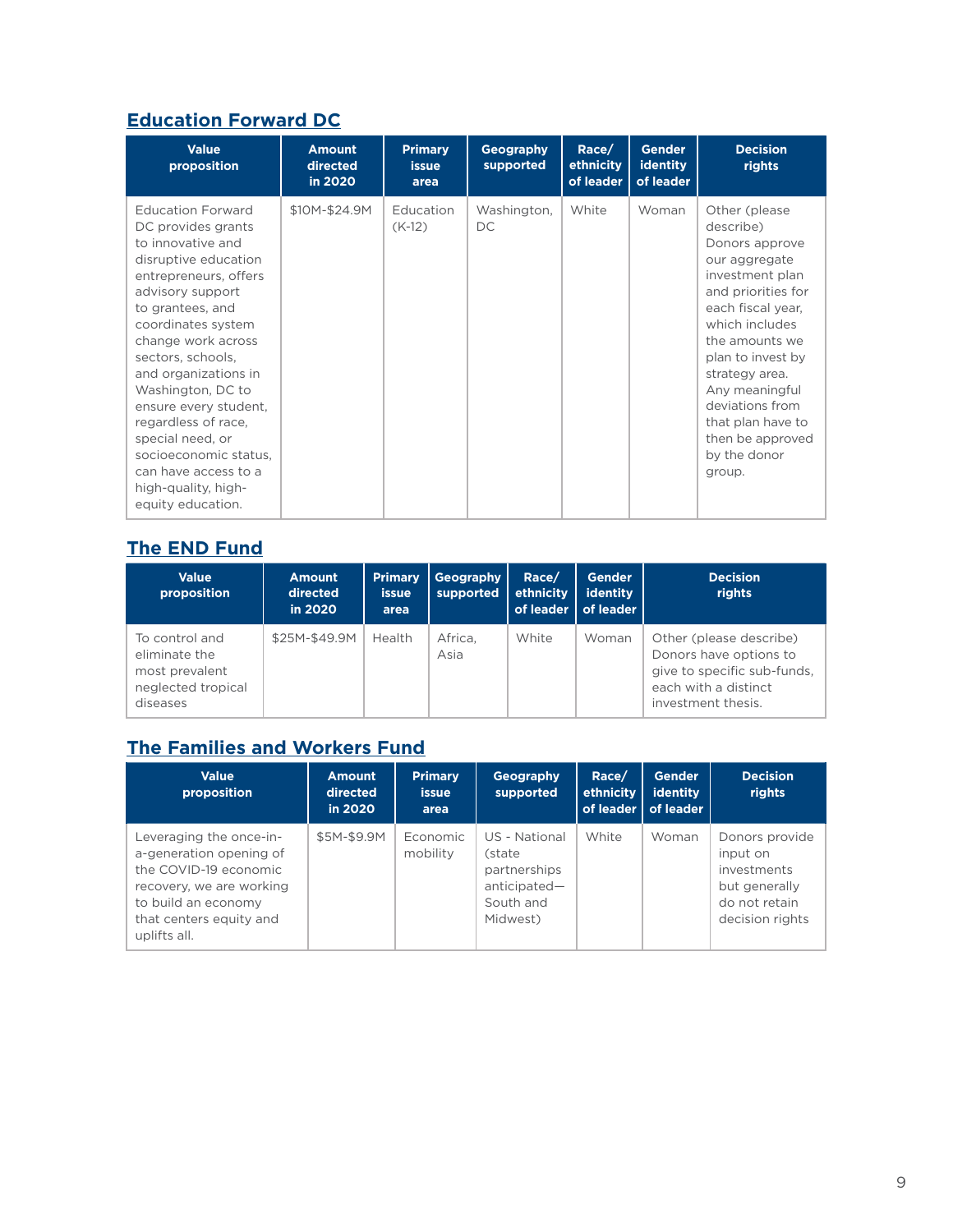## Education Forward DC

| Value proposition | Amount directed in 2020 | Primary issue area | Geography supported | Race/ ethnicity of leader | Gender identity of leader | Decision rights |
|---|---|---|---|---|---|---|
| Education Forward DC provides grants to innovative and disruptive education entrepreneurs, offers advisory support to grantees, and coordinates system change work across sectors, schools, and organizations in Washington, DC to ensure every student, regardless of race, special need, or socioeconomic status, can have access to a high-quality, high-equity education. | $10M-$24.9M | Education (K-12) | Washington, DC | White | Woman | Other (please describe) Donors approve our aggregate investment plan and priorities for each fiscal year, which includes the amounts we plan to invest by strategy area. Any meaningful deviations from that plan have to then be approved by the donor group. |

## The END Fund

| Value proposition | Amount directed in 2020 | Primary issue area | Geography supported | Race/ ethnicity of leader | Gender identity of leader | Decision rights |
|---|---|---|---|---|---|---|
| To control and eliminate the most prevalent neglected tropical diseases | $25M-$49.9M | Health | Africa, Asia | White | Woman | Other (please describe) Donors have options to give to specific sub-funds, each with a distinct investment thesis. |

## The Families and Workers Fund

| Value proposition | Amount directed in 2020 | Primary issue area | Geography supported | Race/ ethnicity of leader | Gender identity of leader | Decision rights |
|---|---|---|---|---|---|---|
| Leveraging the once-in-a-generation opening of the COVID-19 economic recovery, we are working to build an economy that centers equity and uplifts all. | $5M-$9.9M | Economic mobility | US - National (state partnerships anticipated—South and Midwest) | White | Woman | Donors provide input on investments but generally do not retain decision rights |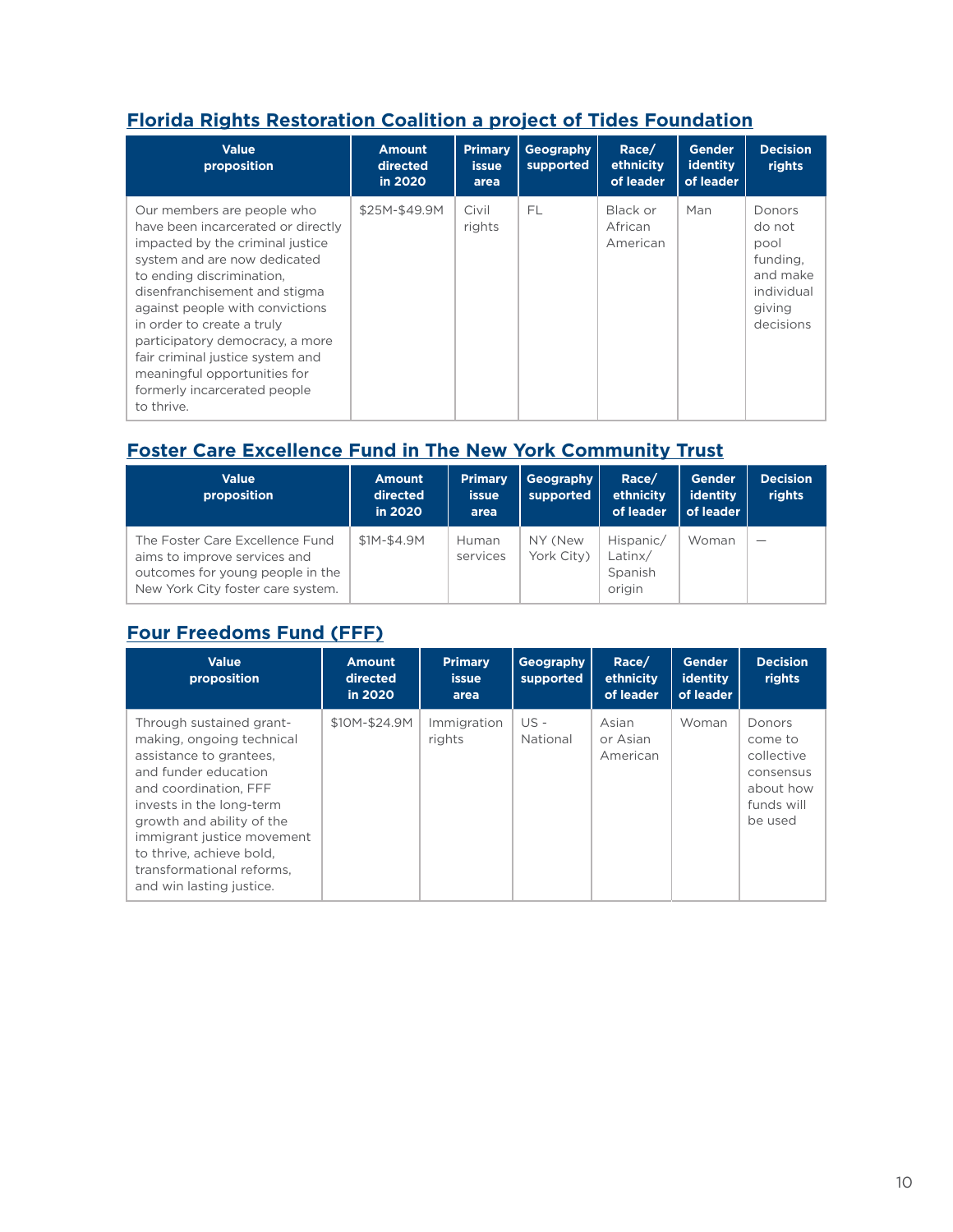## Florida Rights Restoration Coalition a project of Tides Foundation

| Value proposition | Amount directed in 2020 | Primary issue area | Geography supported | Race/ ethnicity of leader | Gender identity of leader | Decision rights |
|---|---|---|---|---|---|---|
| Our members are people who have been incarcerated or directly impacted by the criminal justice system and are now dedicated to ending discrimination, disenfranchisement and stigma against people with convictions in order to create a truly participatory democracy, a more fair criminal justice system and meaningful opportunities for formerly incarcerated people to thrive. | $25M-$49.9M | Civil rights | FL | Black or African American | Man | Donors do not pool funding, and make individual giving decisions |

## Foster Care Excellence Fund in The New York Community Trust

| Value proposition | Amount directed in 2020 | Primary issue area | Geography supported | Race/ ethnicity of leader | Gender identity of leader | Decision rights |
|---|---|---|---|---|---|---|
| The Foster Care Excellence Fund aims to improve services and outcomes for young people in the New York City foster care system. | $1M-$4.9M | Human services | NY (New York City) | Hispanic/ Latinx/ Spanish origin | Woman | — |

## Four Freedoms Fund (FFF)

| Value proposition | Amount directed in 2020 | Primary issue area | Geography supported | Race/ ethnicity of leader | Gender identity of leader | Decision rights |
|---|---|---|---|---|---|---|
| Through sustained grant-making, ongoing technical assistance to grantees, and funder education and coordination, FFF invests in the long-term growth and ability of the immigrant justice movement to thrive, achieve bold, transformational reforms, and win lasting justice. | $10M-$24.9M | Immigration rights | US - National | Asian or Asian American | Woman | Donors come to collective consensus about how funds will be used |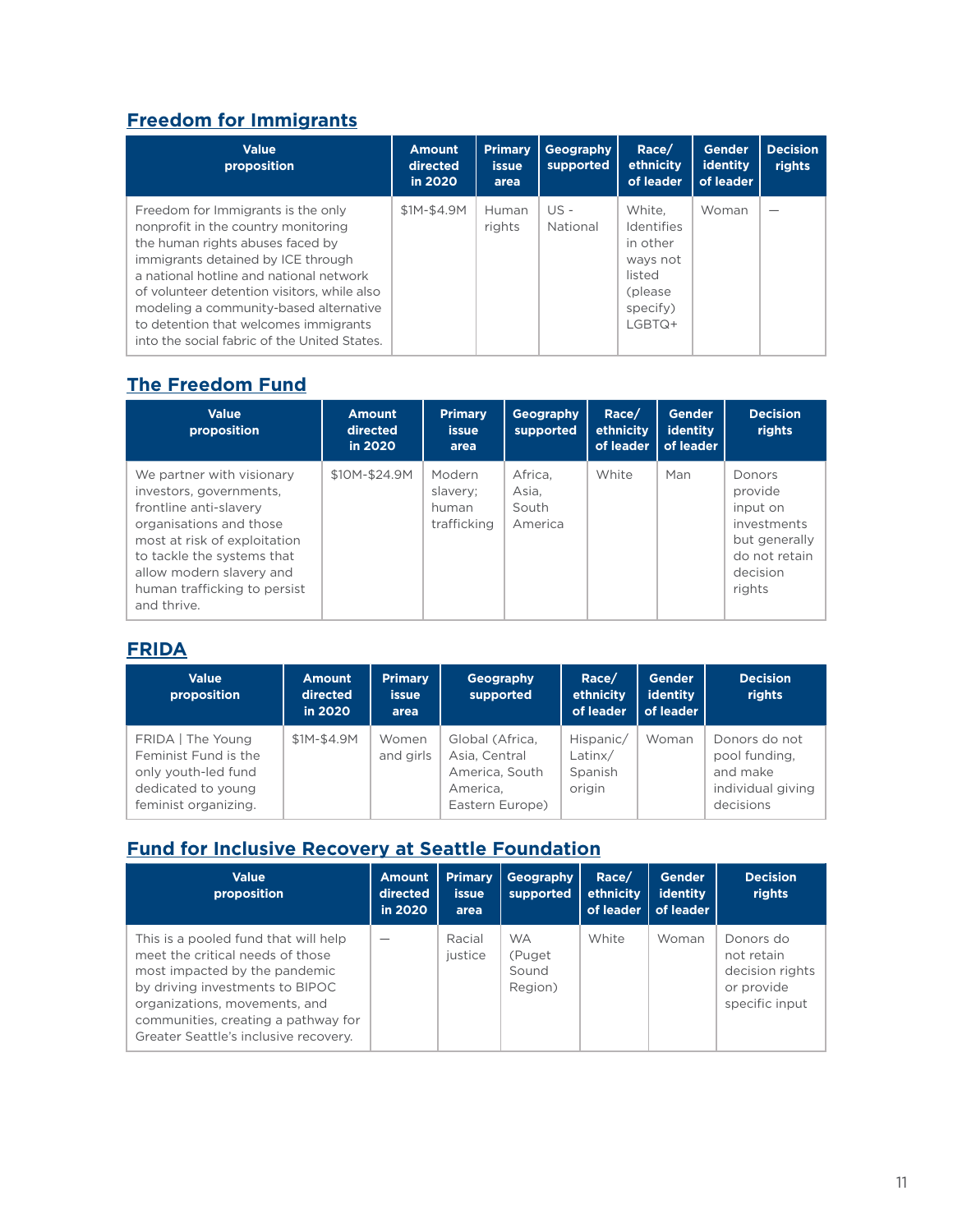## Freedom for Immigrants

| Value proposition | Amount directed in 2020 | Primary issue area | Geography supported | Race/ ethnicity of leader | Gender identity of leader | Decision rights |
|---|---|---|---|---|---|---|
| Freedom for Immigrants is the only nonprofit in the country monitoring the human rights abuses faced by immigrants detained by ICE through a national hotline and national network of volunteer detention visitors, while also modeling a community-based alternative to detention that welcomes immigrants into the social fabric of the United States. | $1M-$4.9M | Human rights | US - National | White, Identifies in other ways not listed (please specify) LGBTQ+ | Woman | — |

## The Freedom Fund

| Value proposition | Amount directed in 2020 | Primary issue area | Geography supported | Race/ ethnicity of leader | Gender identity of leader | Decision rights |
|---|---|---|---|---|---|---|
| We partner with visionary investors, governments, frontline anti-slavery organisations and those most at risk of exploitation to tackle the systems that allow modern slavery and human trafficking to persist and thrive. | $10M-$24.9M | Modern slavery; human trafficking | Africa, Asia, South America | White | Man | Donors provide input on investments but generally do not retain decision rights |

## FRIDA

| Value proposition | Amount directed in 2020 | Primary issue area | Geography supported | Race/ ethnicity of leader | Gender identity of leader | Decision rights |
|---|---|---|---|---|---|---|
| FRIDA \| The Young Feminist Fund is the only youth-led fund dedicated to young feminist organizing. | $1M-$4.9M | Women and girls | Global (Africa, Asia, Central America, South America, Eastern Europe) | Hispanic/ Latinx/ Spanish origin | Woman | Donors do not pool funding, and make individual giving decisions |

## Fund for Inclusive Recovery at Seattle Foundation

| Value proposition | Amount directed in 2020 | Primary issue area | Geography supported | Race/ ethnicity of leader | Gender identity of leader | Decision rights |
|---|---|---|---|---|---|---|
| This is a pooled fund that will help meet the critical needs of those most impacted by the pandemic by driving investments to BIPOC organizations, movements, and communities, creating a pathway for Greater Seattle's inclusive recovery. | — | Racial justice | WA (Puget Sound Region) | White | Woman | Donors do not retain decision rights or provide specific input |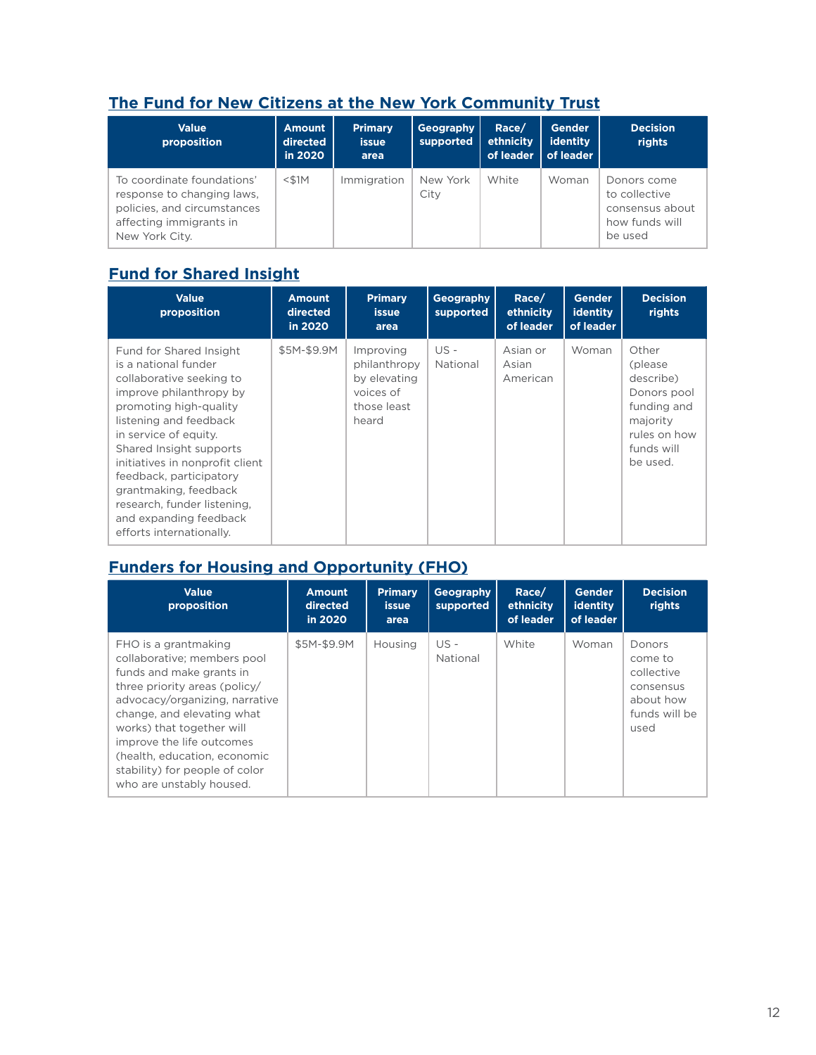## The Fund for New Citizens at the New York Community Trust

| Value proposition | Amount directed in 2020 | Primary issue area | Geography supported | Race/ ethnicity of leader | Gender identity of leader | Decision rights |
|---|---|---|---|---|---|---|
| To coordinate foundations' response to changing laws, policies, and circumstances affecting immigrants in New York City. | <$1M | Immigration | New York City | White | Woman | Donors come to collective consensus about how funds will be used |

## Fund for Shared Insight

| Value proposition | Amount directed in 2020 | Primary issue area | Geography supported | Race/ ethnicity of leader | Gender identity of leader | Decision rights |
|---|---|---|---|---|---|---|
| Fund for Shared Insight is a national funder collaborative seeking to improve philanthropy by promoting high-quality listening and feedback in service of equity. Shared Insight supports initiatives in nonprofit client feedback, participatory grantmaking, feedback research, funder listening, and expanding feedback efforts internationally. | $5M-$9.9M | Improving philanthropy by elevating voices of those least heard | US - National | Asian or Asian American | Woman | Other (please describe) Donors pool funding and majority rules on how funds will be used. |

## Funders for Housing and Opportunity (FHO)

| Value proposition | Amount directed in 2020 | Primary issue area | Geography supported | Race/ ethnicity of leader | Gender identity of leader | Decision rights |
|---|---|---|---|---|---|---|
| FHO is a grantmaking collaborative; members pool funds and make grants in three priority areas (policy/ advocacy/organizing, narrative change, and elevating what works) that together will improve the life outcomes (health, education, economic stability) for people of color who are unstably housed. | $5M-$9.9M | Housing | US - National | White | Woman | Donors come to collective consensus about how funds will be used |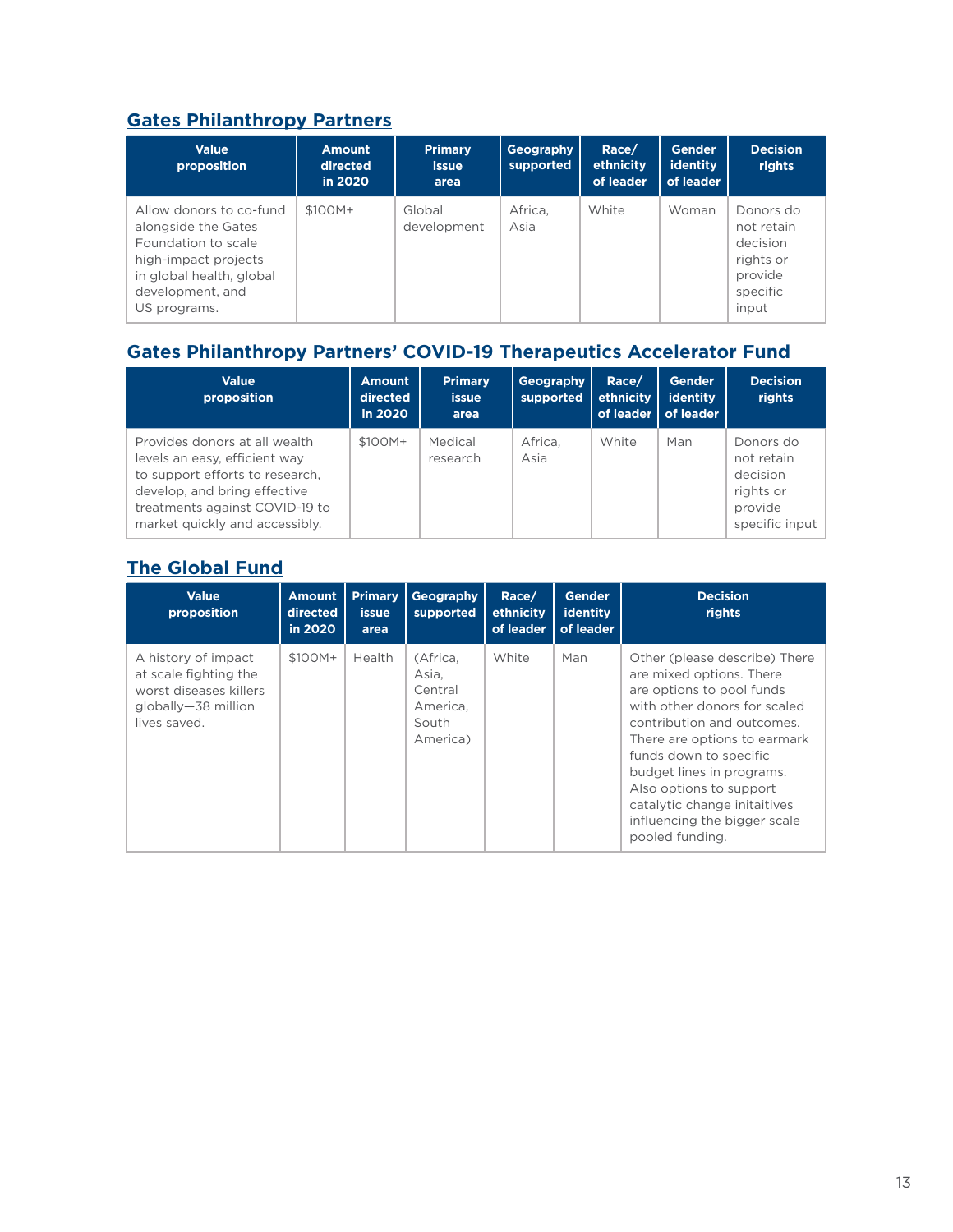## Gates Philanthropy Partners

| Value proposition | Amount directed in 2020 | Primary issue area | Geography supported | Race/ ethnicity of leader | Gender identity of leader | Decision rights |
|---|---|---|---|---|---|---|
| Allow donors to co-fund alongside the Gates Foundation to scale high-impact projects in global health, global development, and US programs. | $100M+ | Global development | Africa, Asia | White | Woman | Donors do not retain decision rights or provide specific input |

## Gates Philanthropy Partners' COVID-19 Therapeutics Accelerator Fund

| Value proposition | Amount directed in 2020 | Primary issue area | Geography supported | Race/ ethnicity of leader | Gender identity of leader | Decision rights |
|---|---|---|---|---|---|---|
| Provides donors at all wealth levels an easy, efficient way to support efforts to research, develop, and bring effective treatments against COVID-19 to market quickly and accessibly. | $100M+ | Medical research | Africa, Asia | White | Man | Donors do not retain decision rights or provide specific input |

## The Global Fund

| Value proposition | Amount directed in 2020 | Primary issue area | Geography supported | Race/ ethnicity of leader | Gender identity of leader | Decision rights |
|---|---|---|---|---|---|---|
| A history of impact at scale fighting the worst diseases killers globally—38 million lives saved. | $100M+ | Health | (Africa, Asia, Central America, South America) | White | Man | Other (please describe) There are mixed options. There are options to pool funds with other donors for scaled contribution and outcomes. There are options to earmark funds down to specific budget lines in programs. Also options to support catalytic change initaitives influencing the bigger scale pooled funding. |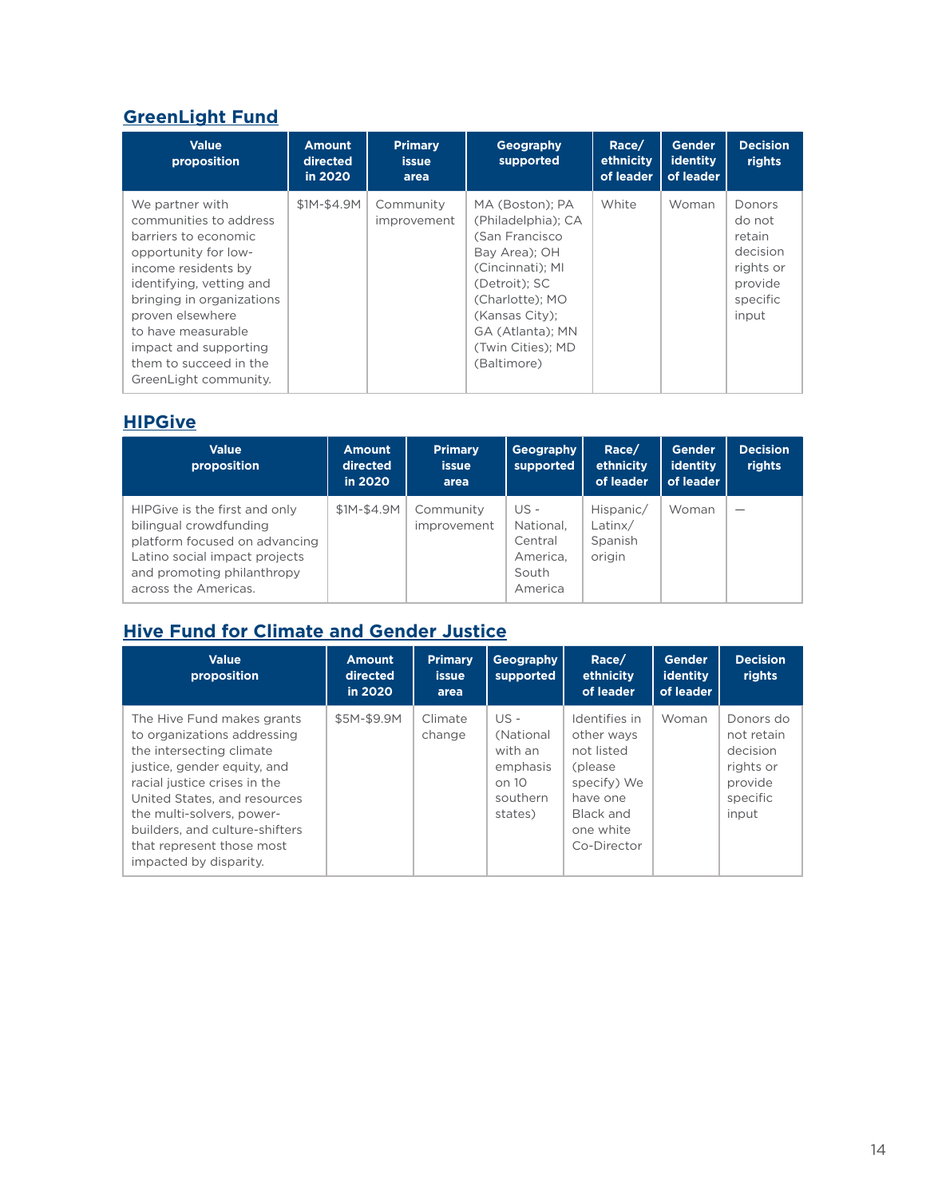## GreenLight Fund

| Value proposition | Amount directed in 2020 | Primary issue area | Geography supported | Race/ ethnicity of leader | Gender identity of leader | Decision rights |
|---|---|---|---|---|---|---|
| We partner with communities to address barriers to economic opportunity for low-income residents by identifying, vetting and bringing in organizations proven elsewhere to have measurable impact and supporting them to succeed in the GreenLight community. | $1M-$4.9M | Community improvement | MA (Boston); PA (Philadelphia); CA (San Francisco Bay Area); OH (Cincinnati); MI (Detroit); SC (Charlotte); MO (Kansas City); GA (Atlanta); MN (Twin Cities); MD (Baltimore) | White | Woman | Donors do not retain decision rights or provide specific input |

## HIPGive

| Value proposition | Amount directed in 2020 | Primary issue area | Geography supported | Race/ ethnicity of leader | Gender identity of leader | Decision rights |
|---|---|---|---|---|---|---|
| HIPGive is the first and only bilingual crowdfunding platform focused on advancing Latino social impact projects and promoting philanthropy across the Americas. | $1M-$4.9M | Community improvement | US - National, Central America, South America | Hispanic/ Latinx/ Spanish origin | Woman | — |

## Hive Fund for Climate and Gender Justice

| Value proposition | Amount directed in 2020 | Primary issue area | Geography supported | Race/ ethnicity of leader | Gender identity of leader | Decision rights |
|---|---|---|---|---|---|---|
| The Hive Fund makes grants to organizations addressing the intersecting climate justice, gender equity, and racial justice crises in the United States, and resources the multi-solvers, power-builders, and culture-shifters that represent those most impacted by disparity. | $5M-$9.9M | Climate change | US - (National with an emphasis on 10 southern states) | Identifies in other ways not listed (please specify) We have one Black and one white Co-Director | Woman | Donors do not retain decision rights or provide specific input |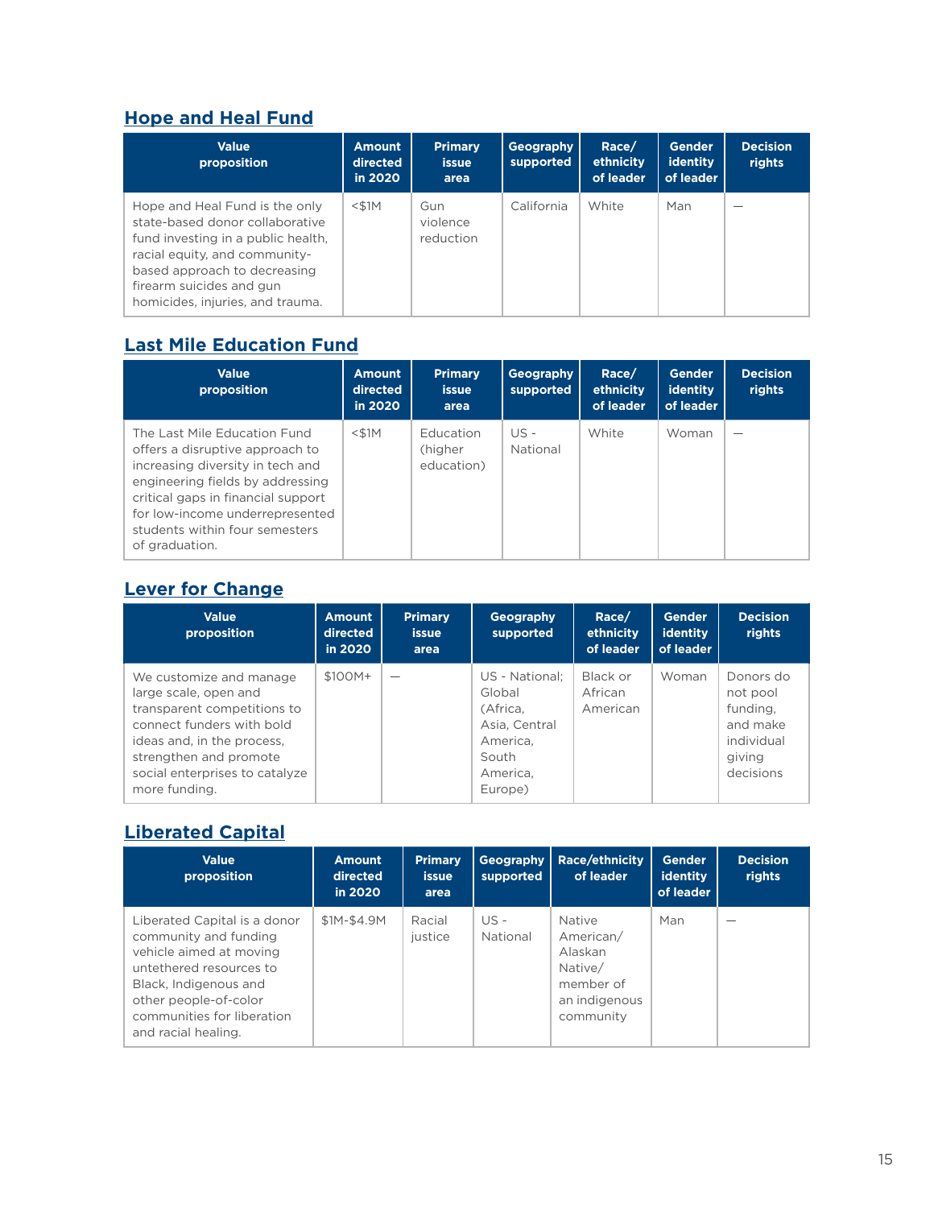## Hope and Heal Fund

| Value proposition | Amount directed in 2020 | Primary issue area | Geography supported | Race/ ethnicity of leader | Gender identity of leader | Decision rights |
|---|---|---|---|---|---|---|
| Hope and Heal Fund is the only state-based donor collaborative fund investing in a public health, racial equity, and community-based approach to decreasing firearm suicides and gun homicides, injuries, and trauma. | <$1M | Gun violence reduction | California | White | Man | — |

## Last Mile Education Fund

| Value proposition | Amount directed in 2020 | Primary issue area | Geography supported | Race/ ethnicity of leader | Gender identity of leader | Decision rights |
|---|---|---|---|---|---|---|
| The Last Mile Education Fund offers a disruptive approach to increasing diversity in tech and engineering fields by addressing critical gaps in financial support for low-income underrepresented students within four semesters of graduation. | <$1M | Education (higher education) | US - National | White | Woman | — |

## Lever for Change

| Value proposition | Amount directed in 2020 | Primary issue area | Geography supported | Race/ ethnicity of leader | Gender identity of leader | Decision rights |
|---|---|---|---|---|---|---|
| We customize and manage large scale, open and transparent competitions to connect funders with bold ideas and, in the process, strengthen and promote social enterprises to catalyze more funding. | $100M+ | — | US - National; Global (Africa, Asia, Central America, South America, Europe) | Black or African American | Woman | Donors do not pool funding, and make individual giving decisions |

## Liberated Capital

| Value proposition | Amount directed in 2020 | Primary issue area | Geography supported | Race/ethnicity of leader | Gender identity of leader | Decision rights |
|---|---|---|---|---|---|---|
| Liberated Capital is a donor community and funding vehicle aimed at moving untethered resources to Black, Indigenous and other people-of-color communities for liberation and racial healing. | $1M-$4.9M | Racial justice | US - National | Native American/ Alaskan Native/ member of an indigenous community | Man | — |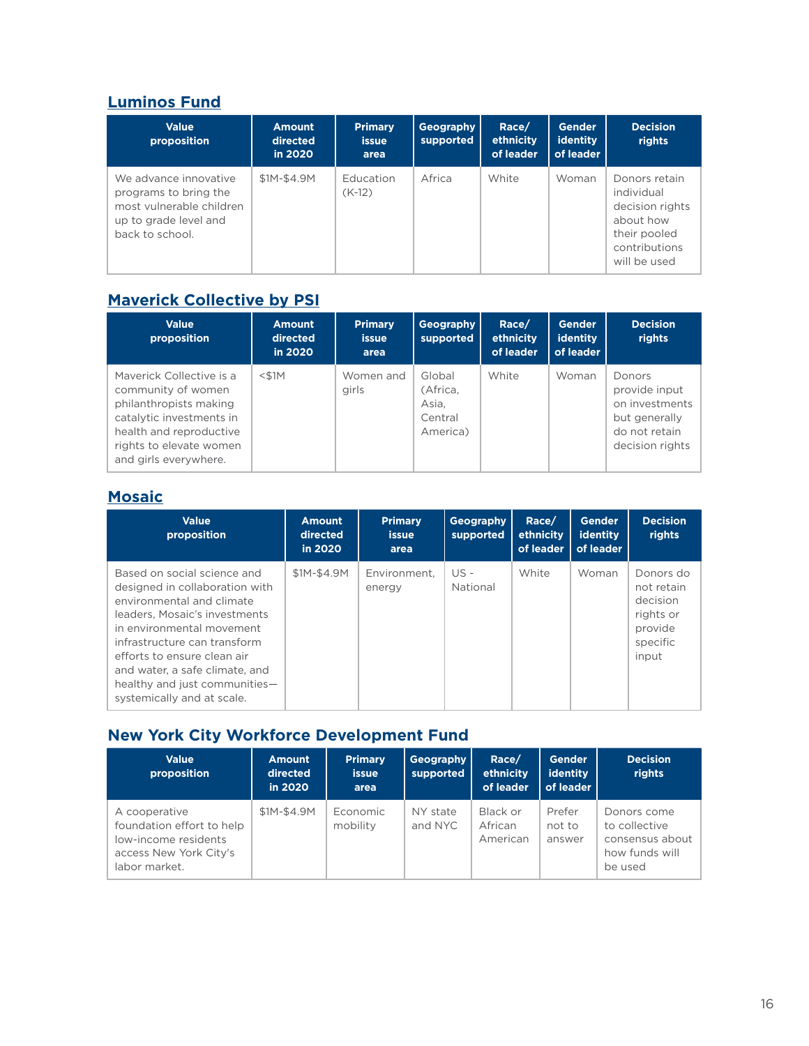## Luminos Fund

| Value proposition | Amount directed in 2020 | Primary issue area | Geography supported | Race/ ethnicity of leader | Gender identity of leader | Decision rights |
|---|---|---|---|---|---|---|
| We advance innovative programs to bring the most vulnerable children up to grade level and back to school. | $1M-$4.9M | Education (K-12) | Africa | White | Woman | Donors retain individual decision rights about how their pooled contributions will be used |

## Maverick Collective by PSI

| Value proposition | Amount directed in 2020 | Primary issue area | Geography supported | Race/ ethnicity of leader | Gender identity of leader | Decision rights |
|---|---|---|---|---|---|---|
| Maverick Collective is a community of women philanthropists making catalytic investments in health and reproductive rights to elevate women and girls everywhere. | <$1M | Women and girls | Global (Africa, Asia, Central America) | White | Woman | Donors provide input on investments but generally do not retain decision rights |

## Mosaic

| Value proposition | Amount directed in 2020 | Primary issue area | Geography supported | Race/ ethnicity of leader | Gender identity of leader | Decision rights |
|---|---|---|---|---|---|---|
| Based on social science and designed in collaboration with environmental and climate leaders, Mosaic's investments in environmental movement infrastructure can transform efforts to ensure clean air and water, a safe climate, and healthy and just communities—systemically and at scale. | $1M-$4.9M | Environment, energy | US - National | White | Woman | Donors do not retain decision rights or provide specific input |

## New York City Workforce Development Fund

| Value proposition | Amount directed in 2020 | Primary issue area | Geography supported | Race/ ethnicity of leader | Gender identity of leader | Decision rights |
|---|---|---|---|---|---|---|
| A cooperative foundation effort to help low-income residents access New York City's labor market. | $1M-$4.9M | Economic mobility | NY state and NYC | Black or African American | Prefer not to answer | Donors come to collective consensus about how funds will be used |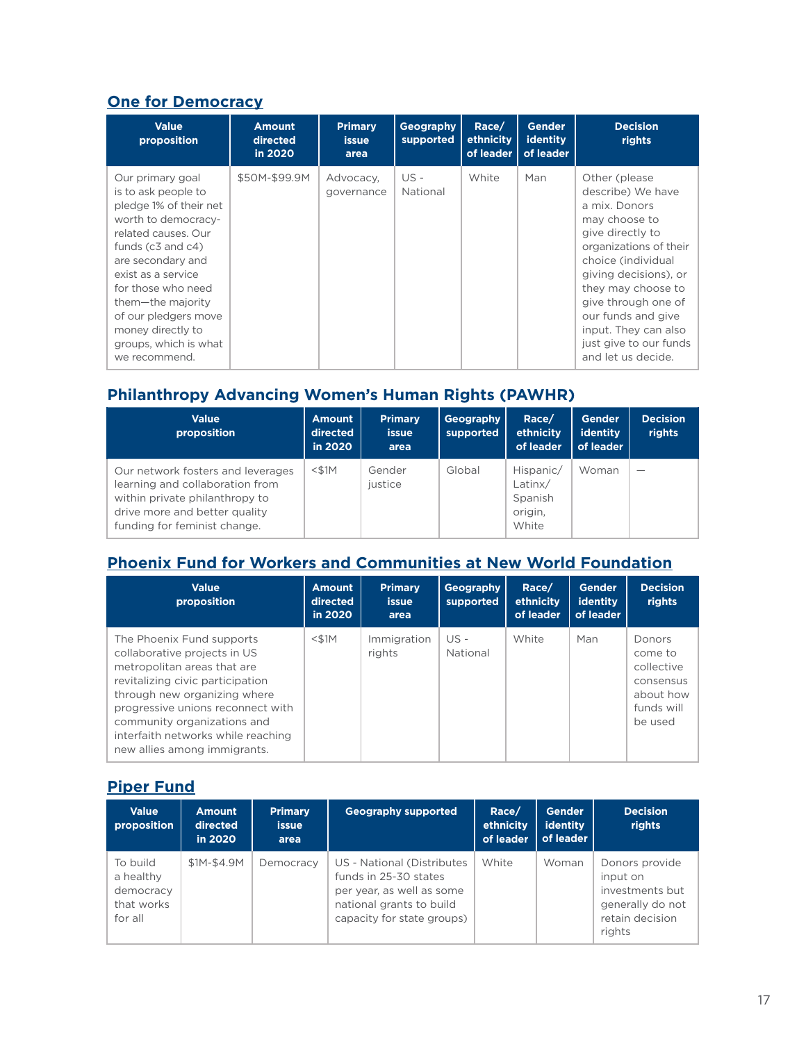## One for Democracy

| Value proposition | Amount directed in 2020 | Primary issue area | Geography supported | Race/ ethnicity of leader | Gender identity of leader | Decision rights |
|---|---|---|---|---|---|---|
| Our primary goal is to ask people to pledge 1% of their net worth to democracy-related causes. Our funds (c3 and c4) are secondary and exist as a service for those who need them—the majority of our pledgers move money directly to groups, which is what we recommend. | $50M-$99.9M | Advocacy, governance | US - National | White | Man | Other (please describe) We have a mix. Donors may choose to give directly to organizations of their choice (individual giving decisions), or they may choose to give through one of our funds and give input. They can also just give to our funds and let us decide. |

## Philanthropy Advancing Women's Human Rights (PAWHR)

| Value proposition | Amount directed in 2020 | Primary issue area | Geography supported | Race/ ethnicity of leader | Gender identity of leader | Decision rights |
|---|---|---|---|---|---|---|
| Our network fosters and leverages learning and collaboration from within private philanthropy to drive more and better quality funding for feminist change. | <$1M | Gender justice | Global | Hispanic/ Latinx/ Spanish origin, White | Woman | — |

## Phoenix Fund for Workers and Communities at New World Foundation

| Value proposition | Amount directed in 2020 | Primary issue area | Geography supported | Race/ ethnicity of leader | Gender identity of leader | Decision rights |
|---|---|---|---|---|---|---|
| The Phoenix Fund supports collaborative projects in US metropolitan areas that are revitalizing civic participation through new organizing where progressive unions reconnect with community organizations and interfaith networks while reaching new allies among immigrants. | <$1M | Immigration rights | US - National | White | Man | Donors come to collective consensus about how funds will be used |

## Piper Fund

| Value proposition | Amount directed in 2020 | Primary issue area | Geography supported | Race/ ethnicity of leader | Gender identity of leader | Decision rights |
|---|---|---|---|---|---|---|
| To build a healthy democracy that works for all | $1M-$4.9M | Democracy | US - National (Distributes funds in 25-30 states per year, as well as some national grants to build capacity for state groups) | White | Woman | Donors provide input on investments but generally do not retain decision rights |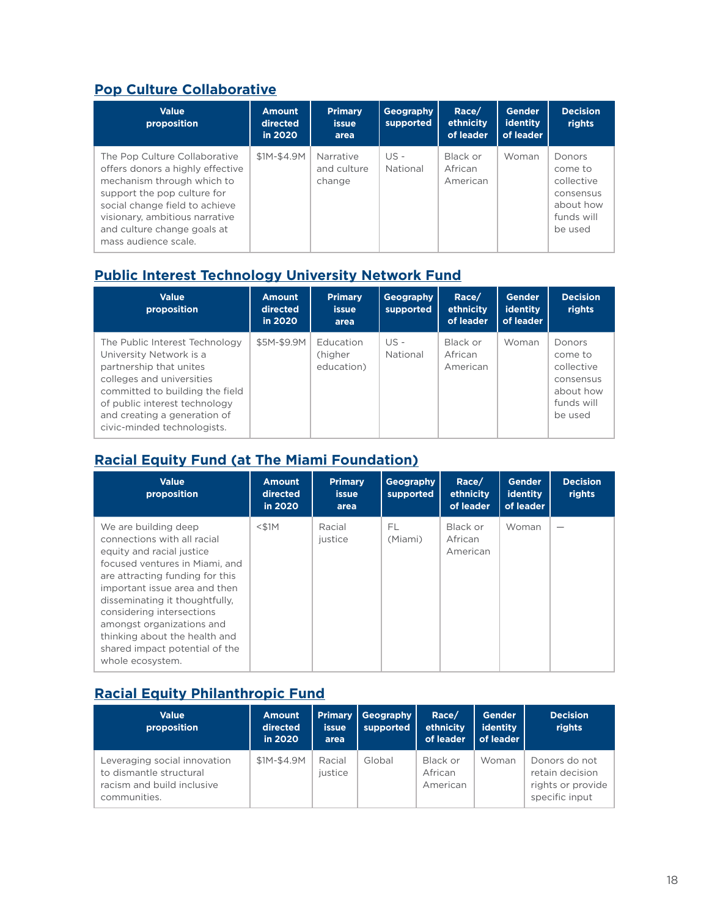## Pop Culture Collaborative

| Value proposition | Amount directed in 2020 | Primary issue area | Geography supported | Race/ ethnicity of leader | Gender identity of leader | Decision rights |
|---|---|---|---|---|---|---|
| The Pop Culture Collaborative offers donors a highly effective mechanism through which to support the pop culture for social change field to achieve visionary, ambitious narrative and culture change goals at mass audience scale. | $1M-$4.9M | Narrative and culture change | US - National | Black or African American | Woman | Donors come to collective consensus about how funds will be used |

## Public Interest Technology University Network Fund

| Value proposition | Amount directed in 2020 | Primary issue area | Geography supported | Race/ ethnicity of leader | Gender identity of leader | Decision rights |
|---|---|---|---|---|---|---|
| The Public Interest Technology University Network is a partnership that unites colleges and universities committed to building the field of public interest technology and creating a generation of civic-minded technologists. | $5M-$9.9M | Education (higher education) | US - National | Black or African American | Woman | Donors come to collective consensus about how funds will be used |

## Racial Equity Fund (at The Miami Foundation)

| Value proposition | Amount directed in 2020 | Primary issue area | Geography supported | Race/ ethnicity of leader | Gender identity of leader | Decision rights |
|---|---|---|---|---|---|---|
| We are building deep connections with all racial equity and racial justice focused ventures in Miami, and are attracting funding for this important issue area and then disseminating it thoughtfully, considering intersections amongst organizations and thinking about the health and shared impact potential of the whole ecosystem. | <$1M | Racial justice | FL (Miami) | Black or African American | Woman | — |

## Racial Equity Philanthropic Fund

| Value proposition | Amount directed in 2020 | Primary issue area | Geography supported | Race/ ethnicity of leader | Gender identity of leader | Decision rights |
|---|---|---|---|---|---|---|
| Leveraging social innovation to dismantle structural racism and build inclusive communities. | $1M-$4.9M | Racial justice | Global | Black or African American | Woman | Donors do not retain decision rights or provide specific input |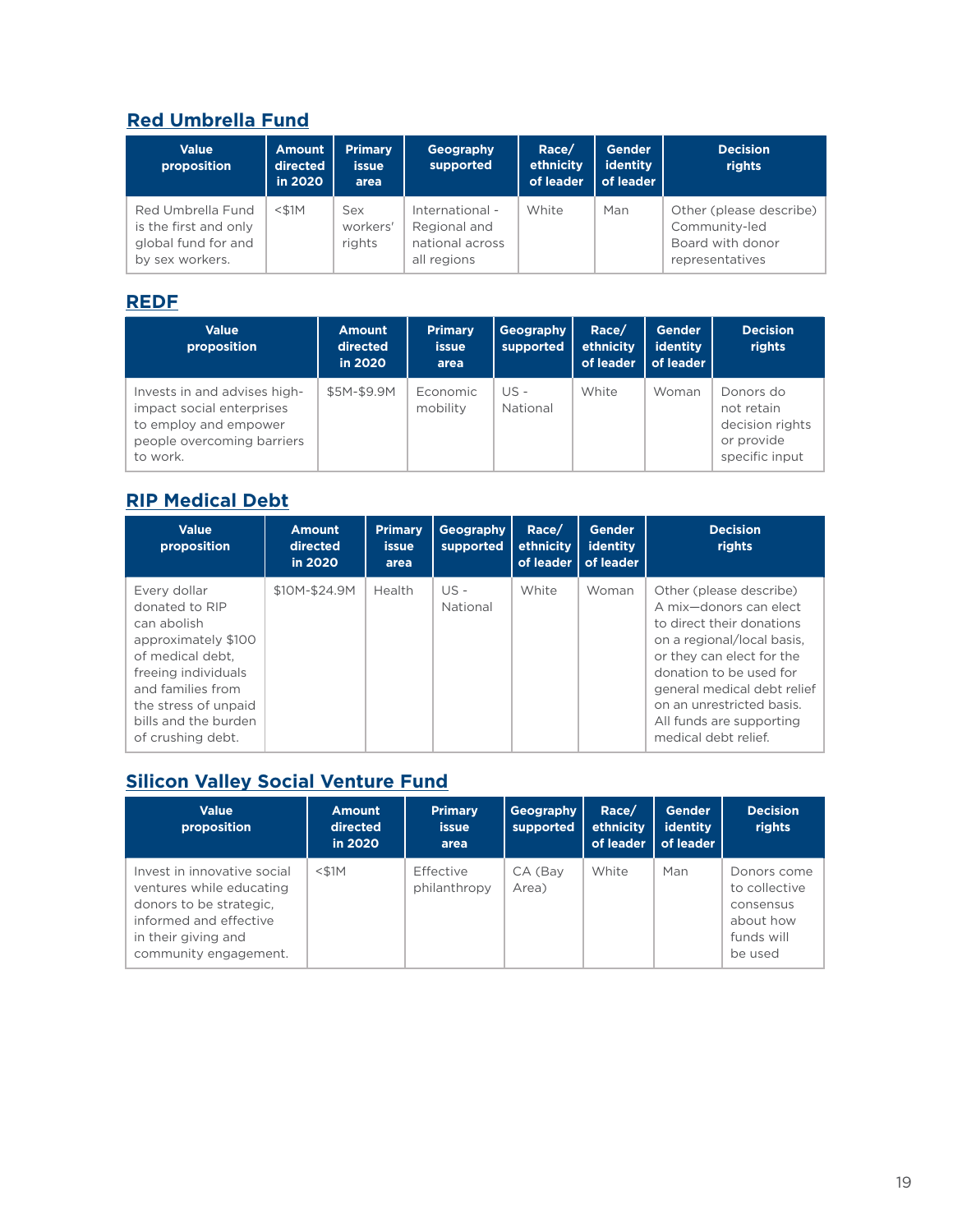## Red Umbrella Fund

| Value proposition | Amount directed in 2020 | Primary issue area | Geography supported | Race/ ethnicity of leader | Gender identity of leader | Decision rights |
|---|---|---|---|---|---|---|
| Red Umbrella Fund is the first and only global fund for and by sex workers. | <$1M | Sex workers' rights | International - Regional and national across all regions | White | Man | Other (please describe) Community-led Board with donor representatives |

## REDF

| Value proposition | Amount directed in 2020 | Primary issue area | Geography supported | Race/ ethnicity of leader | Gender identity of leader | Decision rights |
|---|---|---|---|---|---|---|
| Invests in and advises high-impact social enterprises to employ and empower people overcoming barriers to work. | $5M-$9.9M | Economic mobility | US - National | White | Woman | Donors do not retain decision rights or provide specific input |

## RIP Medical Debt

| Value proposition | Amount directed in 2020 | Primary issue area | Geography supported | Race/ ethnicity of leader | Gender identity of leader | Decision rights |
|---|---|---|---|---|---|---|
| Every dollar donated to RIP can abolish approximately $100 of medical debt, freeing individuals and families from the stress of unpaid bills and the burden of crushing debt. | $10M-$24.9M | Health | US - National | White | Woman | Other (please describe) A mix—donors can elect to direct their donations on a regional/local basis, or they can elect for the donation to be used for general medical debt relief on an unrestricted basis. All funds are supporting medical debt relief. |

## Silicon Valley Social Venture Fund

| Value proposition | Amount directed in 2020 | Primary issue area | Geography supported | Race/ ethnicity of leader | Gender identity of leader | Decision rights |
|---|---|---|---|---|---|---|
| Invest in innovative social ventures while educating donors to be strategic, informed and effective in their giving and community engagement. | <$1M | Effective philanthropy | CA (Bay Area) | White | Man | Donors come to collective consensus about how funds will be used |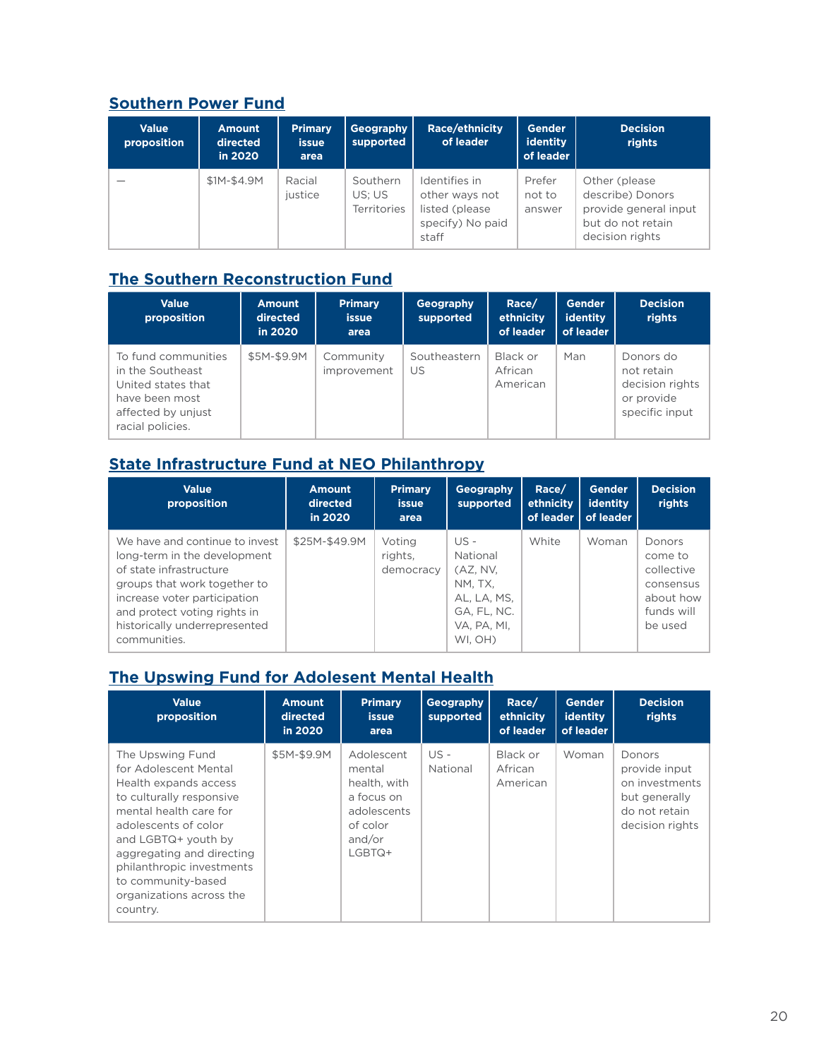## Southern Power Fund

| Value proposition | Amount directed in 2020 | Primary issue area | Geography supported | Race/ethnicity of leader | Gender identity of leader | Decision rights |
|---|---|---|---|---|---|---|
| — | $1M-$4.9M | Racial justice | Southern US; US Territories | Identifies in other ways not listed (please specify) No paid staff | Prefer not to answer | Other (please describe) Donors provide general input but do not retain decision rights |

## The Southern Reconstruction Fund

| Value proposition | Amount directed in 2020 | Primary issue area | Geography supported | Race/ethnicity of leader | Gender identity of leader | Decision rights |
|---|---|---|---|---|---|---|
| To fund communities in the Southeast United states that have been most affected by unjust racial policies. | $5M-$9.9M | Community improvement | Southeastern US | Black or African American | Man | Donors do not retain decision rights or provide specific input |

## State Infrastructure Fund at NEO Philanthropy

| Value proposition | Amount directed in 2020 | Primary issue area | Geography supported | Race/ethnicity of leader | Gender identity of leader | Decision rights |
|---|---|---|---|---|---|---|
| We have and continue to invest long-term in the development of state infrastructure groups that work together to increase voter participation and protect voting rights in historically underrepresented communities. | $25M-$49.9M | Voting rights, democracy | US - National (AZ, NV, NM, TX, AL, LA, MS, GA, FL, NC. VA, PA, MI, WI, OH) | White | Woman | Donors come to collective consensus about how funds will be used |

## The Upswing Fund for Adolesent Mental Health

| Value proposition | Amount directed in 2020 | Primary issue area | Geography supported | Race/ethnicity of leader | Gender identity of leader | Decision rights |
|---|---|---|---|---|---|---|
| The Upswing Fund for Adolescent Mental Health expands access to culturally responsive mental health care for adolescents of color and LGBTQ+ youth by aggregating and directing philanthropic investments to community-based organizations across the country. | $5M-$9.9M | Adolescent mental health, with a focus on adolescents of color and/or LGBTQ+ | US - National | Black or African American | Woman | Donors provide input on investments but generally do not retain decision rights |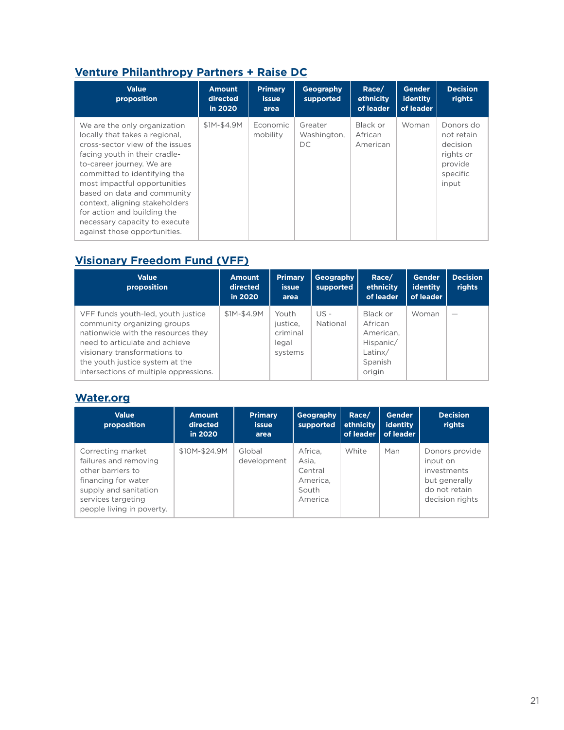## Venture Philanthropy Partners + Raise DC

| Value proposition | Amount directed in 2020 | Primary issue area | Geography supported | Race/ ethnicity of leader | Gender identity of leader | Decision rights |
|---|---|---|---|---|---|---|
| We are the only organization locally that takes a regional, cross-sector view of the issues facing youth in their cradle-to-career journey. We are committed to identifying the most impactful opportunities based on data and community context, aligning stakeholders for action and building the necessary capacity to execute against those opportunities. | $1M-$4.9M | Economic mobility | Greater Washington, DC | Black or African American | Woman | Donors do not retain decision rights or provide specific input |

## Visionary Freedom Fund (VFF)

| Value proposition | Amount directed in 2020 | Primary issue area | Geography supported | Race/ ethnicity of leader | Gender identity of leader | Decision rights |
|---|---|---|---|---|---|---|
| VFF funds youth-led, youth justice community organizing groups nationwide with the resources they need to articulate and achieve visionary transformations to the youth justice system at the intersections of multiple oppressions. | $1M-$4.9M | Youth justice, criminal legal systems | US - National | Black or African American, Hispanic/ Latinx/ Spanish origin | Woman | — |

## Water.org

| Value proposition | Amount directed in 2020 | Primary issue area | Geography supported | Race/ ethnicity of leader | Gender identity of leader | Decision rights |
|---|---|---|---|---|---|---|
| Correcting market failures and removing other barriers to financing for water supply and sanitation services targeting people living in poverty. | $10M-$24.9M | Global development | Africa, Asia, Central America, South America | White | Man | Donors provide input on investments but generally do not retain decision rights |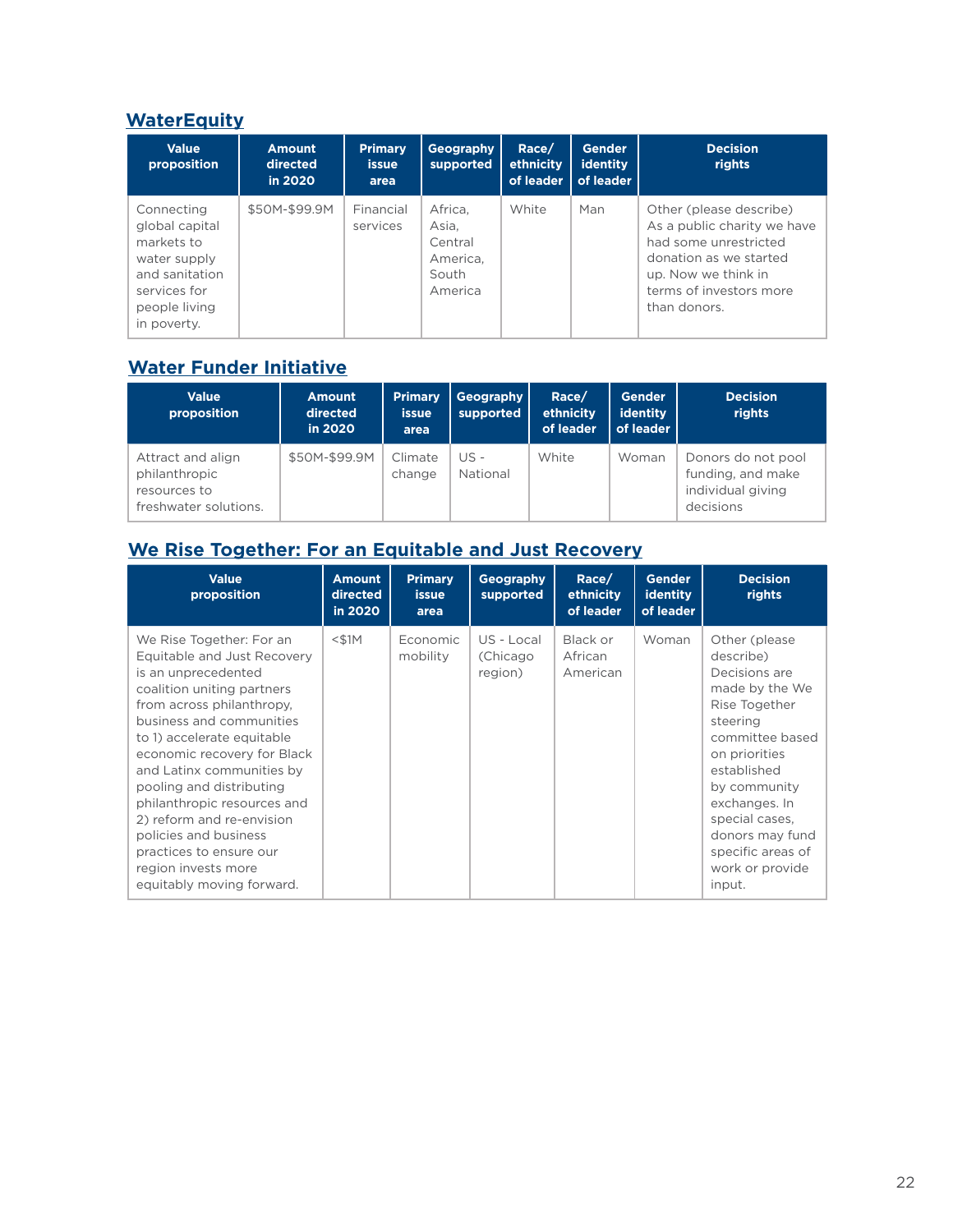## WaterEquity

| Value proposition | Amount directed in 2020 | Primary issue area | Geography supported | Race/ ethnicity of leader | Gender identity of leader | Decision rights |
|---|---|---|---|---|---|---|
| Connecting global capital markets to water supply and sanitation services for people living in poverty. | $50M-$99.9M | Financial services | Africa, Asia, Central America, South America | White | Man | Other (please describe) As a public charity we have had some unrestricted donation as we started up. Now we think in terms of investors more than donors. |

## Water Funder Initiative

| Value proposition | Amount directed in 2020 | Primary issue area | Geography supported | Race/ ethnicity of leader | Gender identity of leader | Decision rights |
|---|---|---|---|---|---|---|
| Attract and align philanthropic resources to freshwater solutions. | $50M-$99.9M | Climate change | US - National | White | Woman | Donors do not pool funding, and make individual giving decisions |

## We Rise Together: For an Equitable and Just Recovery

| Value proposition | Amount directed in 2020 | Primary issue area | Geography supported | Race/ ethnicity of leader | Gender identity of leader | Decision rights |
|---|---|---|---|---|---|---|
| We Rise Together: For an Equitable and Just Recovery is an unprecedented coalition uniting partners from across philanthropy, business and communities to 1) accelerate equitable economic recovery for Black and Latinx communities by pooling and distributing philanthropic resources and 2) reform and re-envision policies and business practices to ensure our region invests more equitably moving forward. | <$1M | Economic mobility | US - Local (Chicago region) | Black or African American | Woman | Other (please describe) Decisions are made by the We Rise Together steering committee based on priorities established by community exchanges. In special cases, donors may fund specific areas of work or provide input. |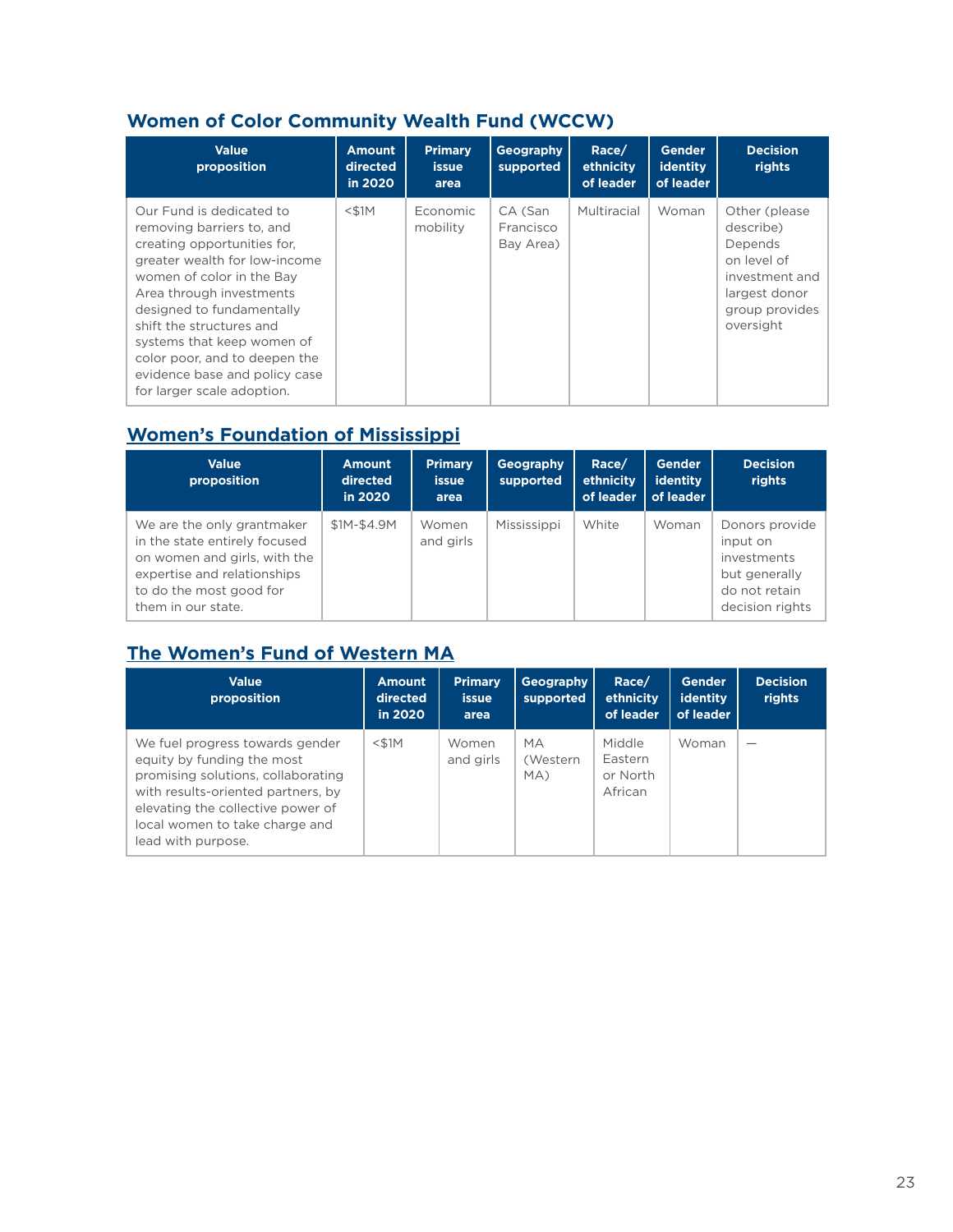## Women of Color Community Wealth Fund (WCCW)

| Value proposition | Amount directed in 2020 | Primary issue area | Geography supported | Race/ ethnicity of leader | Gender identity of leader | Decision rights |
|---|---|---|---|---|---|---|
| Our Fund is dedicated to removing barriers to, and creating opportunities for, greater wealth for low-income women of color in the Bay Area through investments designed to fundamentally shift the structures and systems that keep women of color poor, and to deepen the evidence base and policy case for larger scale adoption. | <$1M | Economic mobility | CA (San Francisco Bay Area) | Multiracial | Woman | Other (please describe) Depends on level of investment and largest donor group provides oversight |

## Women's Foundation of Mississippi

| Value proposition | Amount directed in 2020 | Primary issue area | Geography supported | Race/ ethnicity of leader | Gender identity of leader | Decision rights |
|---|---|---|---|---|---|---|
| We are the only grantmaker in the state entirely focused on women and girls, with the expertise and relationships to do the most good for them in our state. | $1M-$4.9M | Women and girls | Mississippi | White | Woman | Donors provide input on investments but generally do not retain decision rights |

## The Women's Fund of Western MA

| Value proposition | Amount directed in 2020 | Primary issue area | Geography supported | Race/ ethnicity of leader | Gender identity of leader | Decision rights |
|---|---|---|---|---|---|---|
| We fuel progress towards gender equity by funding the most promising solutions, collaborating with results-oriented partners, by elevating the collective power of local women to take charge and lead with purpose. | <$1M | Women and girls | MA (Western MA) | Middle Eastern or North African | Woman | — |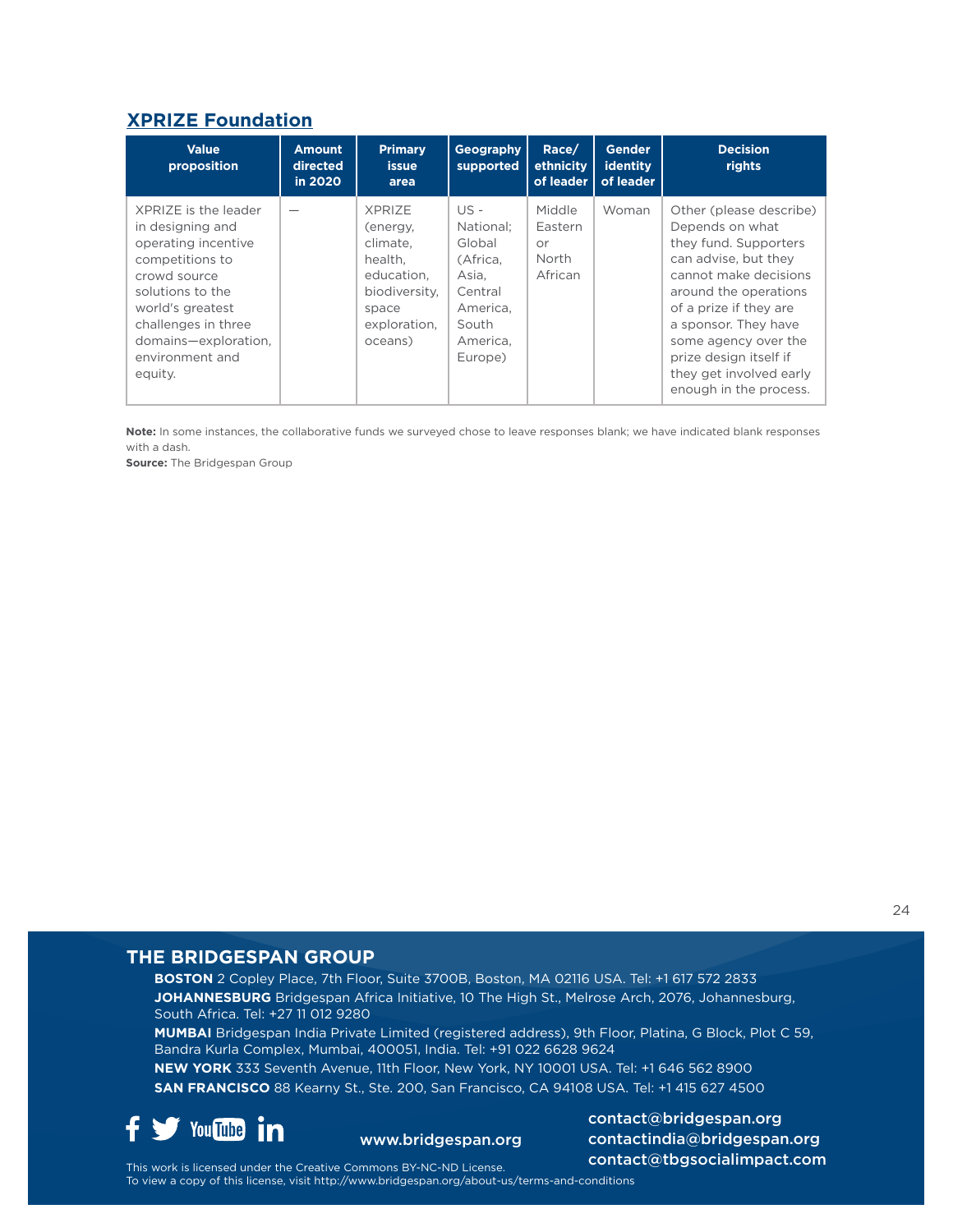## XPRIZE Foundation

| Value proposition | Amount directed in 2020 | Primary issue area | Geography supported | Race/ ethnicity of leader | Gender identity of leader | Decision rights |
|---|---|---|---|---|---|---|
| XPRIZE is the leader in designing and operating incentive competitions to crowd source solutions to the world's greatest challenges in three domains—exploration, environment and equity. | — | XPRIZE (energy, climate, health, education, biodiversity, space exploration, oceans) | US - National; Global (Africa, Asia, Central America, South America, Europe) | Middle Eastern or North African | Woman | Other (please describe) Depends on what they fund. Supporters can advise, but they cannot make decisions around the operations of a prize if they are a sponsor. They have some agency over the prize design itself if they get involved early enough in the process. |

**Note:** In some instances, the collaborative funds we surveyed chose to leave responses blank; we have indicated blank responses with a dash.

**Source:** The Bridgespan Group

## THE BRIDGESPAN GROUP

**BOSTON** 2 Copley Place, 7th Floor, Suite 3700B, Boston, MA 02116 USA. Tel: +1 617 572 2833

**JOHANNESBURG** Bridgespan Africa Initiative, 10 The High St., Melrose Arch, 2076, Johannesburg, South Africa. Tel: +27 11 012 9280

**MUMBAI** Bridgespan India Private Limited (registered address), 9th Floor, Platina, G Block, Plot C 59, Bandra Kurla Complex, Mumbai, 400051, India. Tel: +91 022 6628 9624

**NEW YORK** 333 Seventh Avenue, 11th Floor, New York, NY 10001 USA. Tel: +1 646 562 8900

**SAN FRANCISCO** 88 Kearny St., Ste. 200, San Francisco, CA 94108 USA. Tel: +1 415 627 4500

www.bridgespan.org

contact@bridgespan.org
contactindia@bridgespan.org
contact@tbgsocialimpact.com

This work is licensed under the Creative Commons BY-NC-ND License.
To view a copy of this license, visit http://www.bridgespan.org/about-us/terms-and-conditions